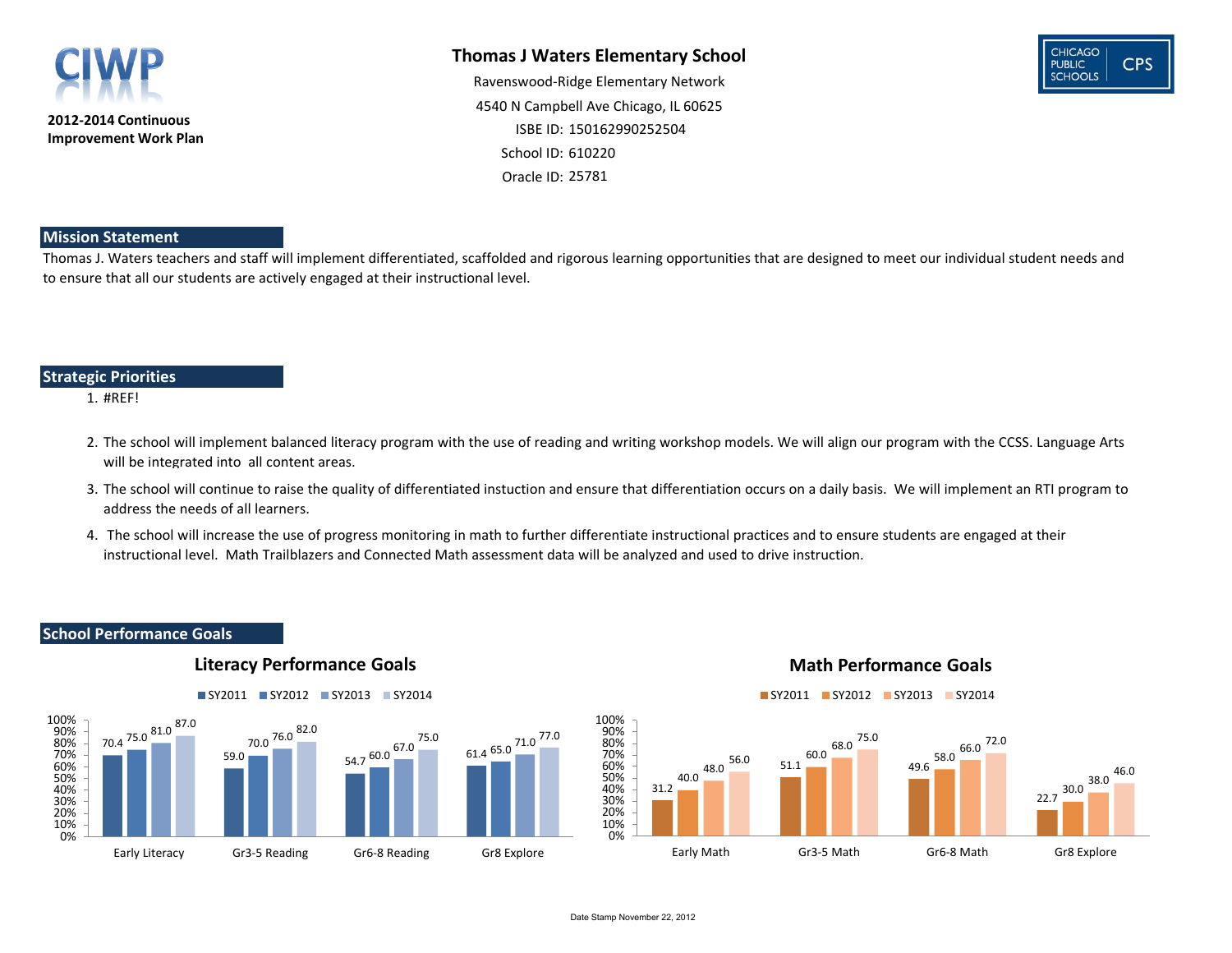**2012-2014 Continuous Improvement Work Plan**

# Thomas J Waters Elementary School

Ravenswood-Ridge Elementary Network

4540 N Campbell Ave Chicago, IL 60625

ISBE ID: 150162990252504

School ID: 610220

Oracle ID: 25781

## Mission Statement

Thomas J. Waters teachers and staff will implement differentiated, scaffolded and rigorous learning opportunities that are designed to meet our individual student needs and to ensure that all our students are actively engaged at their instructional level.

## Strategic Priorities

1. #REF!
2. The school will implement balanced literacy program with the use of reading and writing workshop models. We will align our program with the CCSS. Language Arts will be integrated into all content areas.
3. The school will continue to raise the quality of differentiated instuction and ensure that differentiation occurs on a daily basis. We will implement an RTI program to address the needs of all learners.
4. The school will increase the use of progress monitoring in math to further differentiate instructional practices and to ensure students are engaged at their instructional level. Math Trailblazers and Connected Math assessment data will be analyzed and used to drive instruction.

## School Performance Goals

### Literacy Performance Goals

| | SY2011 | SY2012 | SY2013 | SY2014 |
|---|---|---|---|---|
| Early Literacy | 70.4 | 75.0 | 81.0 | 87.0 |
| Gr3-5 Reading | 59.0 | 70.0 | 76.0 | 82.0 |
| Gr6-8 Reading | 54.7 | 60.0 | 67.0 | 75.0 |
| Gr8 Explore | 61.4 | 65.0 | 71.0 | 77.0 |

### Math Performance Goals

| | SY2011 | SY2012 | SY2013 | SY2014 |
|---|---|---|---|---|
| Early Math | 31.2 | 40.0 | 48.0 | 56.0 |
| Gr3-5 Math | 51.1 | 60.0 | 68.0 | 75.0 |
| Gr6-8 Math | 49.6 | 58.0 | 66.0 | 72.0 |
| Gr8 Explore | 22.7 | 30.0 | 38.0 | 46.0 |

Date Stamp November 22, 2012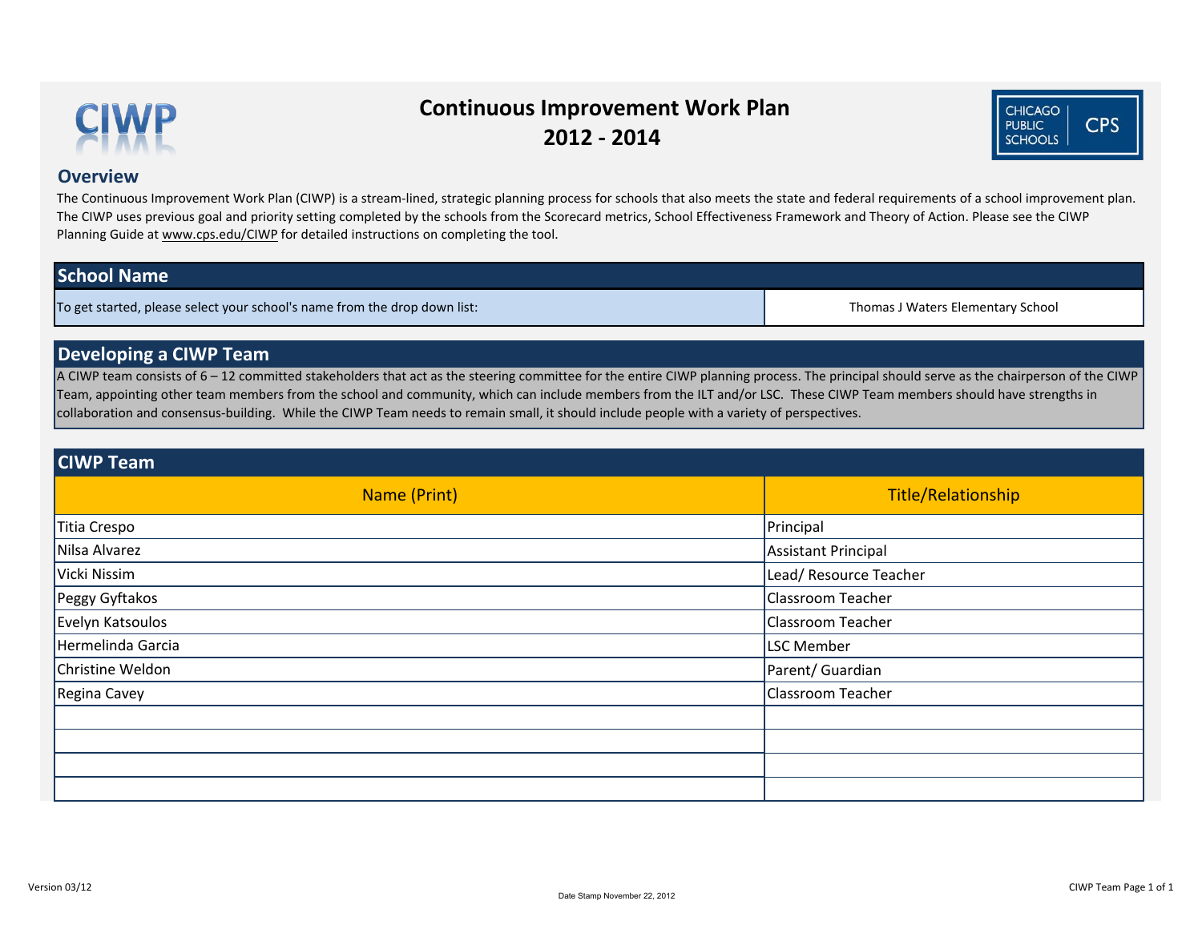# Continuous Improvement Work Plan 2012 - 2014

## Overview

The Continuous Improvement Work Plan (CIWP) is a stream-lined, strategic planning process for schools that also meets the state and federal requirements of a school improvement plan. The CIWP uses previous goal and priority setting completed by the schools from the Scorecard metrics, School Effectiveness Framework and Theory of Action. Please see the CIWP Planning Guide at www.cps.edu/CIWP for detailed instructions on completing the tool.

## School Name

| To get started, please select your school's name from the drop down list: | Thomas J Waters Elementary School |
|---|---|

## Developing a CIWP Team

A CIWP team consists of 6 – 12 committed stakeholders that act as the steering committee for the entire CIWP planning process. The principal should serve as the chairperson of the CIWP Team, appointing other team members from the school and community, which can include members from the ILT and/or LSC. These CIWP Team members should have strengths in collaboration and consensus-building. While the CIWP Team needs to remain small, it should include people with a variety of perspectives.

## CIWP Team

| Name (Print) | Title/Relationship |
|---|---|
| Titia Crespo | Principal |
| Nilsa Alvarez | Assistant Principal |
| Vicki Nissim | Lead/ Resource Teacher |
| Peggy Gyftakos | Classroom Teacher |
| Evelyn Katsoulos | Classroom Teacher |
| Hermelinda Garcia | LSC Member |
| Christine Weldon | Parent/ Guardian |
| Regina Cavey | Classroom Teacher |
| | |
| | |
| | |
| | |

Version 03/12

Date Stamp November 22, 2012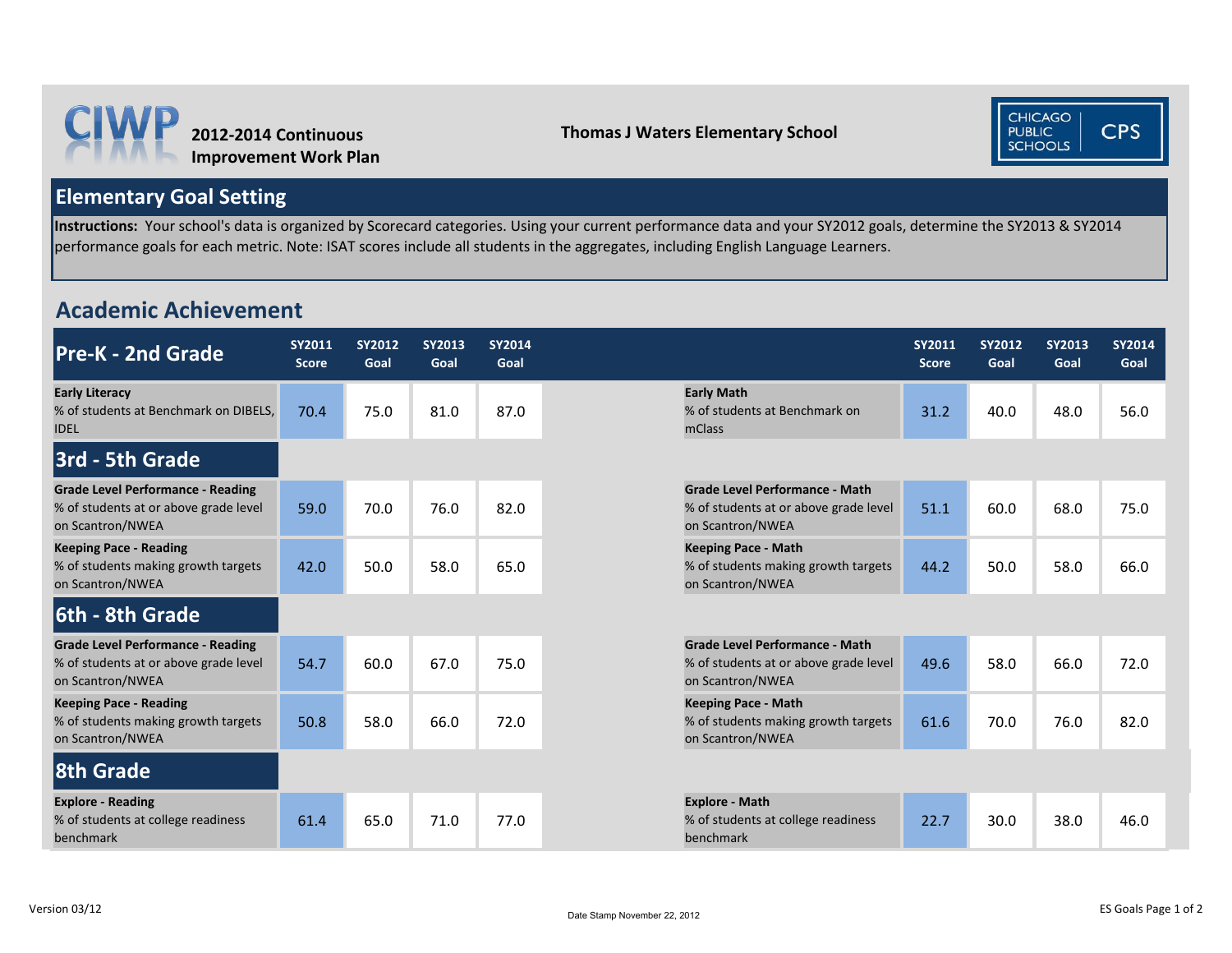# CIWP 2012-2014 Continuous Improvement Work Plan

**Thomas J Waters Elementary School**

CHICAGO PUBLIC SCHOOLS | CPS

## Elementary Goal Setting

**Instructions:** Your school's data is organized by Scorecard categories. Using your current performance data and your SY2012 goals, determine the SY2013 & SY2014 performance goals for each metric. Note: ISAT scores include all students in the aggregates, including English Language Learners.

## Academic Achievement

| Pre-K - 2nd Grade | SY2011 Score | SY2012 Goal | SY2013 Goal | SY2014 Goal | | SY2011 Score | SY2012 Goal | SY2013 Goal | SY2014 Goal |
|---|---|---|---|---|---|---|---|---|---|
| **Early Literacy** % of students at Benchmark on DIBELS, IDEL | 70.4 | 75.0 | 81.0 | 87.0 | **Early Math** % of students at Benchmark on mClass | 31.2 | 40.0 | 48.0 | 56.0 |
| **3rd - 5th Grade** | | | | | | | | | |
| **Grade Level Performance - Reading** % of students at or above grade level on Scantron/NWEA | 59.0 | 70.0 | 76.0 | 82.0 | **Grade Level Performance - Math** % of students at or above grade level on Scantron/NWEA | 51.1 | 60.0 | 68.0 | 75.0 |
| **Keeping Pace - Reading** % of students making growth targets on Scantron/NWEA | 42.0 | 50.0 | 58.0 | 65.0 | **Keeping Pace - Math** % of students making growth targets on Scantron/NWEA | 44.2 | 50.0 | 58.0 | 66.0 |
| **6th - 8th Grade** | | | | | | | | | |
| **Grade Level Performance - Reading** % of students at or above grade level on Scantron/NWEA | 54.7 | 60.0 | 67.0 | 75.0 | **Grade Level Performance - Math** % of students at or above grade level on Scantron/NWEA | 49.6 | 58.0 | 66.0 | 72.0 |
| **Keeping Pace - Reading** % of students making growth targets on Scantron/NWEA | 50.8 | 58.0 | 66.0 | 72.0 | **Keeping Pace - Math** % of students making growth targets on Scantron/NWEA | 61.6 | 70.0 | 76.0 | 82.0 |
| **8th Grade** | | | | | | | | | |
| **Explore - Reading** % of students at college readiness benchmark | 61.4 | 65.0 | 71.0 | 77.0 | **Explore - Math** % of students at college readiness benchmark | 22.7 | 30.0 | 38.0 | 46.0 |

Version 03/12

Date Stamp November 22, 2012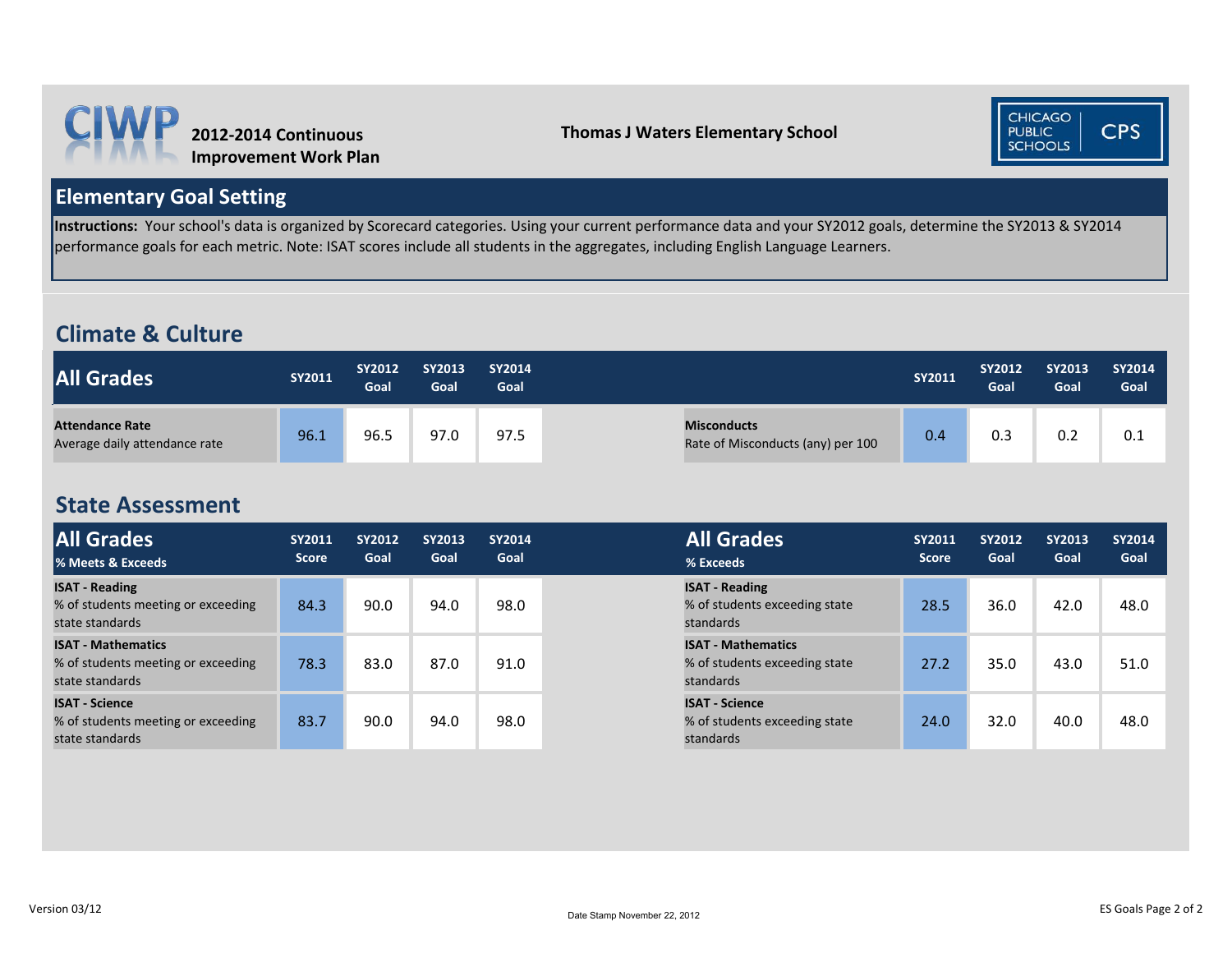**CIWP** 2012-2014 Continuous Improvement Work Plan

**Thomas J Waters Elementary School**

CHICAGO PUBLIC SCHOOLS | CPS

## Elementary Goal Setting

**Instructions:** Your school's data is organized by Scorecard categories. Using your current performance data and your SY2012 goals, determine the SY2013 & SY2014 performance goals for each metric. Note: ISAT scores include all students in the aggregates, including English Language Learners.

## Climate & Culture

| All Grades | SY2011 | SY2012 Goal | SY2013 Goal | SY2014 Goal |
|---|---|---|---|---|
| **Attendance Rate** Average daily attendance rate | 96.1 | 96.5 | 97.0 | 97.5 |

| | SY2011 | SY2012 Goal | SY2013 Goal | SY2014 Goal |
|---|---|---|---|---|
| **Misconducts** Rate of Misconducts (any) per 100 | 0.4 | 0.3 | 0.2 | 0.1 |

## State Assessment

| All Grades % Meets & Exceeds | SY2011 Score | SY2012 Goal | SY2013 Goal | SY2014 Goal |
|---|---|---|---|---|
| **ISAT - Reading** % of students meeting or exceeding state standards | 84.3 | 90.0 | 94.0 | 98.0 |
| **ISAT - Mathematics** % of students meeting or exceeding state standards | 78.3 | 83.0 | 87.0 | 91.0 |
| **ISAT - Science** % of students meeting or exceeding state standards | 83.7 | 90.0 | 94.0 | 98.0 |

| All Grades % Exceeds | SY2011 Score | SY2012 Goal | SY2013 Goal | SY2014 Goal |
|---|---|---|---|---|
| **ISAT - Reading** % of students exceeding state standards | 28.5 | 36.0 | 42.0 | 48.0 |
| **ISAT - Mathematics** % of students exceeding state standards | 27.2 | 35.0 | 43.0 | 51.0 |
| **ISAT - Science** % of students exceeding state standards | 24.0 | 32.0 | 40.0 | 48.0 |

Version 03/12

Date Stamp November 22, 2012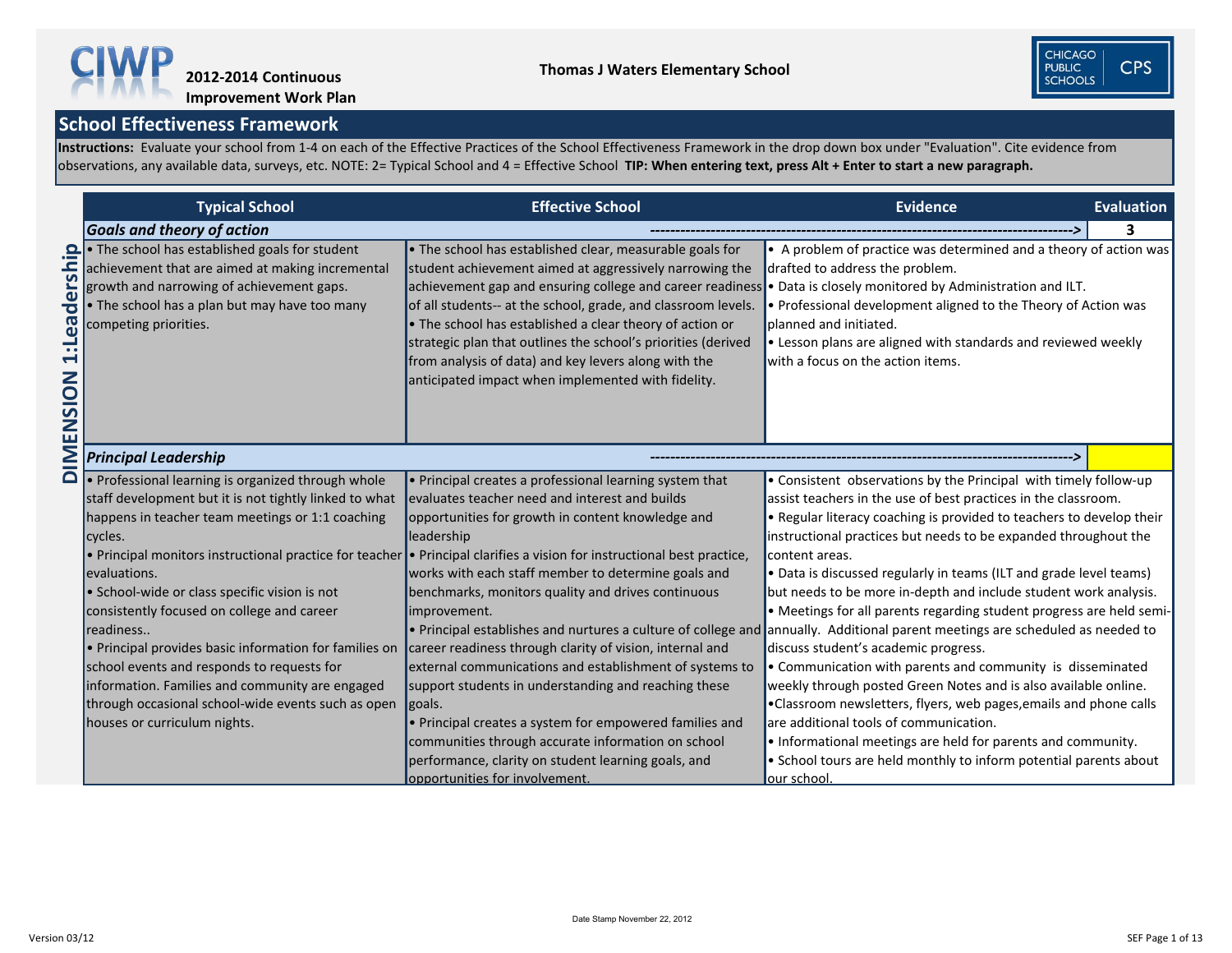**CIWP** 2012-2014 Continuous Improvement Work Plan

**Thomas J Waters Elementary School**

CHICAGO PUBLIC SCHOOLS CPS

## School Effectiveness Framework

**Instructions:** Evaluate your school from 1-4 on each of the Effective Practices of the School Effectiveness Framework in the drop down box under "Evaluation". Cite evidence from observations, any available data, surveys, etc. NOTE: 2= Typical School and 4 = Effective School **TIP: When entering text, press Alt + Enter to start a new paragraph.**

### DIMENSION 1:Leadership

| Typical School | Effective School | Evidence | Evaluation |
|---|---|---|---|
| ***Goals and theory of action*** | | ---------------------------------------------------------------------------------> | 3 |
| • The school has established goals for student achievement that are aimed at making incremental growth and narrowing of achievement gaps.<br>• The school has a plan but may have too many competing priorities. | • The school has established clear, measurable goals for student achievement aimed at aggressively narrowing the achievement gap and ensuring college and career readiness of all students-- at the school, grade, and classroom levels.<br>• The school has established a clear theory of action or strategic plan that outlines the school's priorities (derived from analysis of data) and key levers along with the anticipated impact when implemented with fidelity. | • A problem of practice was determined and a theory of action was drafted to address the problem.<br>• Data is closely monitored by Administration and ILT.<br>• Professional development aligned to the Theory of Action was planned and initiated.<br>• Lesson plans are aligned with standards and reviewed weekly with a focus on the action items. | |
| ***Principal Leadership*** | | ---------------------------------------------------------------------------------> | |
| • Professional learning is organized through whole staff development but it is not tightly linked to what happens in teacher team meetings or 1:1 coaching cycles.<br>• Principal monitors instructional practice for teacher evaluations.<br>• School-wide or class specific vision is not consistently focused on college and career readiness..<br>• Principal provides basic information for families on school events and responds to requests for information. Families and community are engaged through occasional school-wide events such as open houses or curriculum nights. | • Principal creates a professional learning system that evaluates teacher need and interest and builds opportunities for growth in content knowledge and leadership<br>• Principal clarifies a vision for instructional best practice, works with each staff member to determine goals and benchmarks, monitors quality and drives continuous improvement.<br>• Principal establishes and nurtures a culture of college and career readiness through clarity of vision, internal and external communications and establishment of systems to support students in understanding and reaching these goals.<br>• Principal creates a system for empowered families and communities through accurate information on school performance, clarity on student learning goals, and opportunities for involvement. | • Consistent observations by the Principal with timely follow-up assist teachers in the use of best practices in the classroom.<br>• Regular literacy coaching is provided to teachers to develop their instructional practices but needs to be expanded throughout the content areas.<br>• Data is discussed regularly in teams (ILT and grade level teams) but needs to be more in-depth and include student work analysis.<br>• Meetings for all parents regarding student progress are held semi-annually. Additional parent meetings are scheduled as needed to discuss student's academic progress.<br>• Communication with parents and community is disseminated weekly through posted Green Notes and is also available online.<br>•Classroom newsletters, flyers, web pages,emails and phone calls are additional tools of communication.<br>• Informational meetings are held for parents and community.<br>• School tours are held monthly to inform potential parents about our school. | |

Date Stamp November 22, 2012

Version 03/12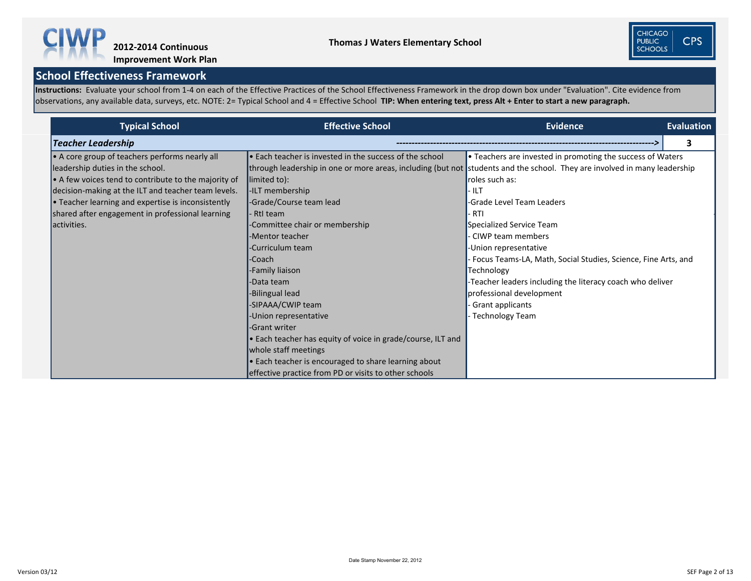# 2012-2014 Continuous Improvement Work Plan

**Thomas J Waters Elementary School**

## School Effectiveness Framework

**Instructions:** Evaluate your school from 1-4 on each of the Effective Practices of the School Effectiveness Framework in the drop down box under "Evaluation". Cite evidence from observations, any available data, surveys, etc. NOTE: 2= Typical School and 4 = Effective School **TIP: When entering text, press Alt + Enter to start a new paragraph.**

| Typical School | Effective School | Evidence | Evaluation |
|---|---|---|---|
| ***Teacher Leadership*** | ---------------------------------------------------------------------------------> | | **3** |
| • A core group of teachers performs nearly all leadership duties in the school.<br>• A few voices tend to contribute to the majority of decision-making at the ILT and teacher team levels.<br>• Teacher learning and expertise is inconsistently shared after engagement in professional learning activities. | • Each teacher is invested in the success of the school through leadership in one or more areas, including (but not limited to):<br>-ILT membership<br>-Grade/Course team lead<br>- RtI team<br>-Committee chair or membership<br>-Mentor teacher<br>-Curriculum team<br>-Coach<br>-Family liaison<br>-Data team<br>-Bilingual lead<br>-SIPAAA/CWIP team<br>-Union representative<br>-Grant writer<br>• Each teacher has equity of voice in grade/course, ILT and whole staff meetings<br>• Each teacher is encouraged to share learning about effective practice from PD or visits to other schools | • Teachers are invested in promoting the success of Waters students and the school. They are involved in many leadership roles such as:<br>- ILT<br>-Grade Level Team Leaders<br>- RTI<br>Specialized Service Team<br>- CIWP team members<br>-Union representative<br>- Focus Teams-LA, Math, Social Studies, Science, Fine Arts, and Technology<br>-Teacher leaders including the literacy coach who deliver professional development<br>- Grant applicants<br>- Technology Team | |

Date Stamp November 22, 2012

Version 03/12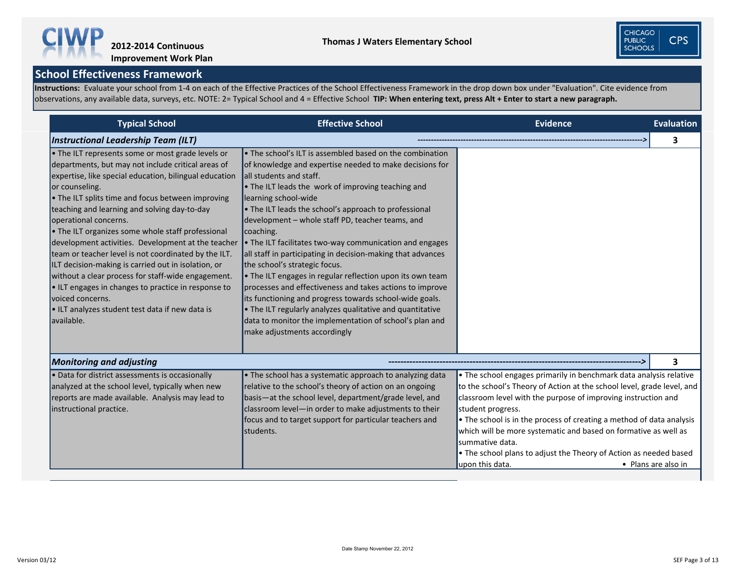**2012-2014 Continuous Improvement Work Plan**

**Thomas J Waters Elementary School**

## School Effectiveness Framework

**Instructions:** Evaluate your school from 1-4 on each of the Effective Practices of the School Effectiveness Framework in the drop down box under "Evaluation". Cite evidence from observations, any available data, surveys, etc. NOTE: 2= Typical School and 4 = Effective School **TIP: When entering text, press Alt + Enter to start a new paragraph.**

| Typical School | Effective School | Evidence | Evaluation |
|---|---|---|---|
| ***Instructional Leadership Team (ILT)*** | | ------------------------------------------> | **3** |
| • The ILT represents some or most grade levels or departments, but may not include critical areas of expertise, like special education, bilingual education or counseling.<br>• The ILT splits time and focus between improving teaching and learning and solving day-to-day operational concerns.<br>• The ILT organizes some whole staff professional development activities. Development at the teacher team or teacher level is not coordinated by the ILT. ILT decision-making is carried out in isolation, or without a clear process for staff-wide engagement.<br>• ILT engages in changes to practice in response to voiced concerns.<br>• ILT analyzes student test data if new data is available. | • The school's ILT is assembled based on the combination of knowledge and expertise needed to make decisions for all students and staff.<br>• The ILT leads the work of improving teaching and learning school-wide<br>• The ILT leads the school's approach to professional development – whole staff PD, teacher teams, and coaching.<br>• The ILT facilitates two-way communication and engages all staff in participating in decision-making that advances the school's strategic focus.<br>• The ILT engages in regular reflection upon its own team processes and effectiveness and takes actions to improve its functioning and progress towards school-wide goals.<br>• The ILT regularly analyzes qualitative and quantitative data to monitor the implementation of school's plan and make adjustments accordingly | | |
| ***Monitoring and adjusting*** | | ------------------------------------------> | **3** |
| • Data for district assessments is occasionally analyzed at the school level, typically when new reports are made available. Analysis may lead to instructional practice. | • The school has a systematic approach to analyzing data relative to the school's theory of action on an ongoing basis—at the school level, department/grade level, and classroom level—in order to make adjustments to their focus and to target support for particular teachers and students. | • The school engages primarily in benchmark data analysis relative to the school's Theory of Action at the school level, grade level, and classroom level with the purpose of improving instruction and student progress.<br>• The school is in the process of creating a method of data analysis which will be more systematic and based on formative as well as summative data.<br>• The school plans to adjust the Theory of Action as needed based upon this data. • Plans are also in | |

Date Stamp November 22, 2012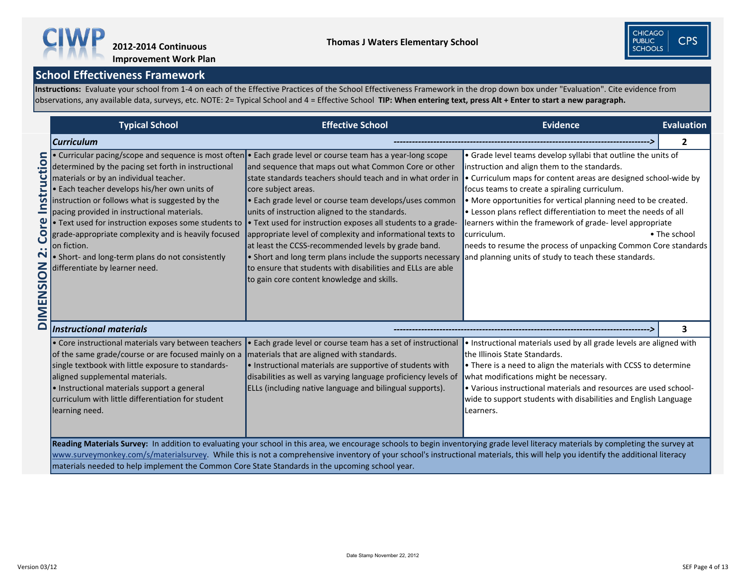**2012-2014 Continuous Improvement Work Plan**

**Thomas J Waters Elementary School**

## School Effectiveness Framework

**Instructions:** Evaluate your school from 1-4 on each of the Effective Practices of the School Effectiveness Framework in the drop down box under "Evaluation". Cite evidence from observations, any available data, surveys, etc. NOTE: 2= Typical School and 4 = Effective School **TIP: When entering text, press Alt + Enter to start a new paragraph.**

### DIMENSION 2: Core Instruction

| Typical School | Effective School | Evidence | Evaluation |
|---|---|---|---|
| ***Curriculum*** | | | **2** |
| • Curricular pacing/scope and sequence is most often determined by the pacing set forth in instructional materials or by an individual teacher.<br>• Each teacher develops his/her own units of instruction or follows what is suggested by the pacing provided in instructional materials.<br>• Text used for instruction exposes some students to grade-appropriate complexity and is heavily focused on fiction.<br>• Short- and long-term plans do not consistently differentiate by learner need. | • Each grade level or course team has a year-long scope and sequence that maps out what Common Core or other state standards teachers should teach and in what order in core subject areas.<br>• Each grade level or course team develops/uses common units of instruction aligned to the standards.<br>• Text used for instruction exposes all students to a grade-appropriate level of complexity and informational texts to at least the CCSS-recommended levels by grade band.<br>• Short and long term plans include the supports necessary to ensure that students with disabilities and ELLs are able to gain core content knowledge and skills. | • Grade level teams develop syllabi that outline the units of instruction and align them to the standards.<br>• Curriculum maps for content areas are designed school-wide by focus teams to create a spiraling curriculum.<br>• More opportunities for vertical planning need to be created.<br>• Lesson plans reflect differentiation to meet the needs of all learners within the framework of grade- level appropriate curriculum. • The school needs to resume the process of unpacking Common Core standards and planning units of study to teach these standards. | |
| ***Instructional materials*** | | | **3** |
| • Core instructional materials vary between teachers of the same grade/course or are focused mainly on a single textbook with little exposure to standards-aligned supplemental materials.<br>• Instructional materials support a general curriculum with little differentiation for student learning need. | • Each grade level or course team has a set of instructional materials that are aligned with standards.<br>• Instructional materials are supportive of students with disabilities as well as varying language proficiency levels of ELLs (including native language and bilingual supports). | • Instructional materials used by all grade levels are aligned with the Illinois State Standards.<br>• There is a need to align the materials with CCSS to determine what modifications might be necessary.<br>• Various instructional materials and resources are used school-wide to support students with disabilities and English Language Learners. | |

**Reading Materials Survey:** In addition to evaluating your school in this area, we encourage schools to begin inventorying grade level literacy materials by completing the survey at www.surveymonkey.com/s/materialsurvey. While this is not a comprehensive inventory of your school's instructional materials, this will help you identify the additional literacy materials needed to help implement the Common Core State Standards in the upcoming school year.

Date Stamp November 22, 2012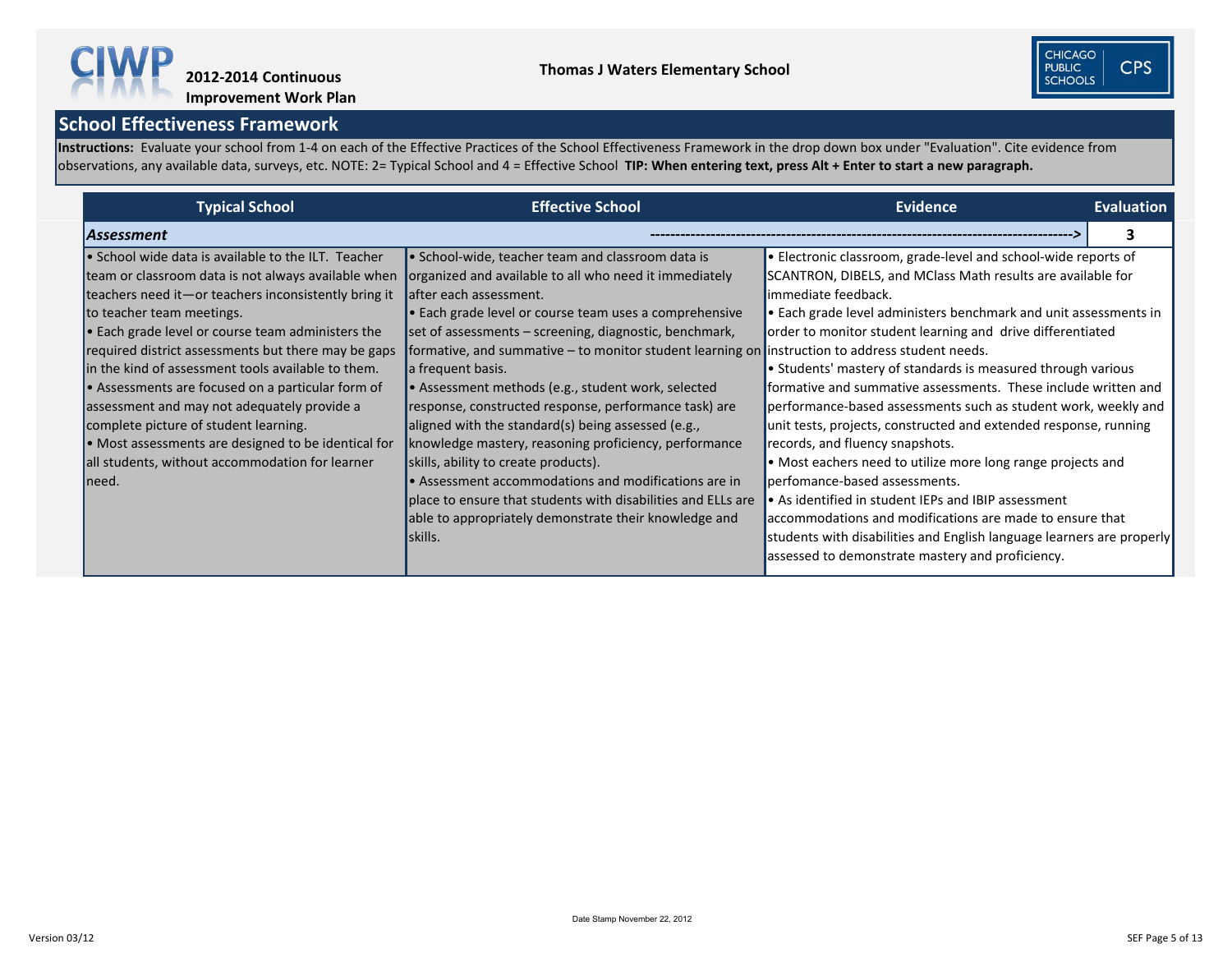**2012-2014 Continuous Improvement Work Plan**

**Thomas J Waters Elementary School**

## School Effectiveness Framework

**Instructions:** Evaluate your school from 1-4 on each of the Effective Practices of the School Effectiveness Framework in the drop down box under "Evaluation". Cite evidence from observations, any available data, surveys, etc. NOTE: 2= Typical School and 4 = Effective School **TIP: When entering text, press Alt + Enter to start a new paragraph.**

| Typical School | Effective School | Evidence | Evaluation |
|---|---|---|---|
| ***Assessment*** | ----------------------------------------------------------------------------------------> | | 3 |
| • School wide data is available to the ILT. Teacher team or classroom data is not always available when teachers need it—or teachers inconsistently bring it to teacher team meetings.<br>• Each grade level or course team administers the required district assessments but there may be gaps in the kind of assessment tools available to them.<br>• Assessments are focused on a particular form of assessment and may not adequately provide a complete picture of student learning.<br>• Most assessments are designed to be identical for all students, without accommodation for learner need. | • School-wide, teacher team and classroom data is organized and available to all who need it immediately after each assessment.<br>• Each grade level or course team uses a comprehensive set of assessments – screening, diagnostic, benchmark, formative, and summative – to monitor student learning on a frequent basis.<br>• Assessment methods (e.g., student work, selected response, constructed response, performance task) are aligned with the standard(s) being assessed (e.g., knowledge mastery, reasoning proficiency, performance skills, ability to create products).<br>• Assessment accommodations and modifications are in place to ensure that students with disabilities and ELLs are able to appropriately demonstrate their knowledge and skills. | • Electronic classroom, grade-level and school-wide reports of SCANTRON, DIBELS, and MClass Math results are available for immediate feedback.<br>• Each grade level administers benchmark and unit assessments in order to monitor student learning and drive differentiated instruction to address student needs.<br>• Students' mastery of standards is measured through various formative and summative assessments. These include written and performance-based assessments such as student work, weekly and unit tests, projects, constructed and extended response, running records, and fluency snapshots.<br>• Most eachers need to utilize more long range projects and perfomance-based assessments.<br>• As identified in student IEPs and IBIP assessment accommodations and modifications are made to ensure that students with disabilities and English language learners are properly assessed to demonstrate mastery and proficiency. | |

Date Stamp November 22, 2012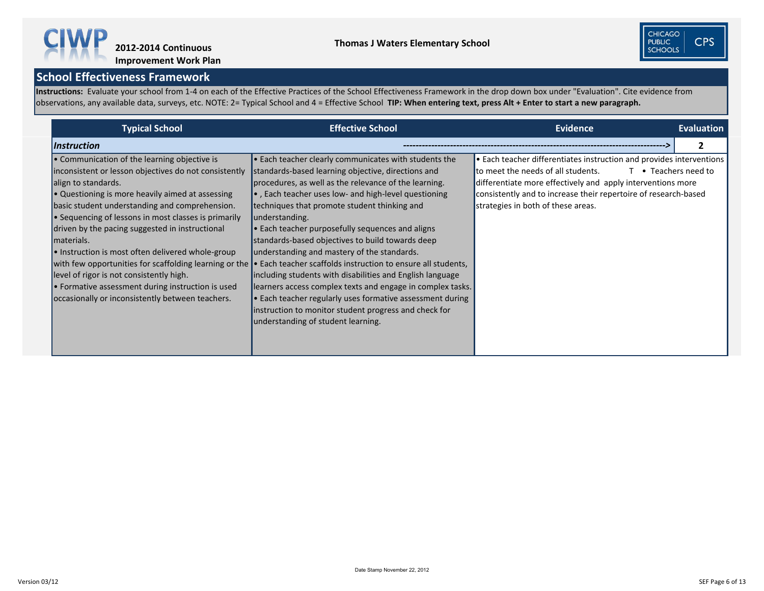**2012-2014 Continuous Improvement Work Plan**

**Thomas J Waters Elementary School**

## School Effectiveness Framework

**Instructions:** Evaluate your school from 1-4 on each of the Effective Practices of the School Effectiveness Framework in the drop down box under "Evaluation". Cite evidence from observations, any available data, surveys, etc. NOTE: 2= Typical School and 4 = Effective School **TIP: When entering text, press Alt + Enter to start a new paragraph.**

| Typical School | Effective School | Evidence | Evaluation |
|---|---|---|---|
| ***Instruction*** | ---------------------------------------------------------------------------------------------> | | **2** |
| • Communication of the learning objective is inconsistent or lesson objectives do not consistently align to standards.<br>• Questioning is more heavily aimed at assessing basic student understanding and comprehension.<br>• Sequencing of lessons in most classes is primarily driven by the pacing suggested in instructional materials.<br>• Instruction is most often delivered whole-group with few opportunities for scaffolding learning or the level of rigor is not consistently high.<br>• Formative assessment during instruction is used occasionally or inconsistently between teachers. | • Each teacher clearly communicates with students the standards-based learning objective, directions and procedures, as well as the relevance of the learning.<br>• , Each teacher uses low- and high-level questioning techniques that promote student thinking and understanding.<br>• Each teacher purposefully sequences and aligns standards-based objectives to build towards deep understanding and mastery of the standards.<br>• Each teacher scaffolds instruction to ensure all students, including students with disabilities and English language learners access complex texts and engage in complex tasks.<br>• Each teacher regularly uses formative assessment during instruction to monitor student progress and check for understanding of student learning. | • Each teacher differentiates instruction and provides interventions to meet the needs of all students. T • Teachers need to differentiate more effectively and apply interventions more consistently and to increase their repertoire of research-based strategies in both of these areas. | |

Date Stamp November 22, 2012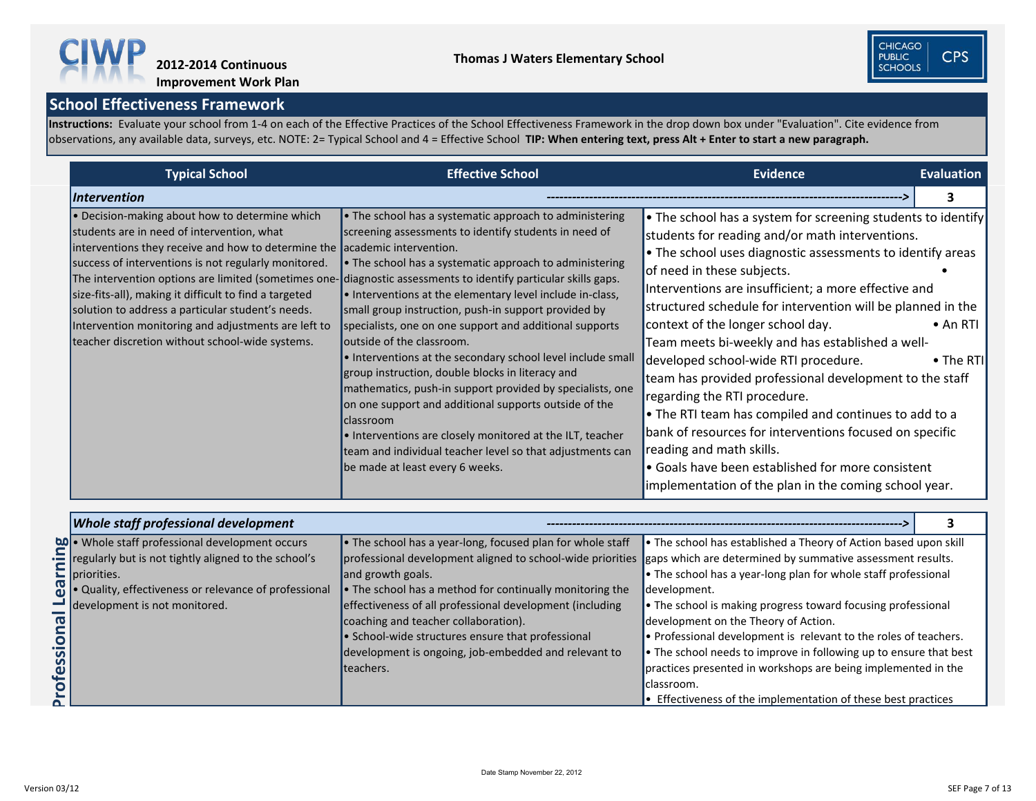2012-2014 Continuous Improvement Work Plan

Thomas J Waters Elementary School

## School Effectiveness Framework

**Instructions:** Evaluate your school from 1-4 on each of the Effective Practices of the School Effectiveness Framework in the drop down box under "Evaluation". Cite evidence from observations, any available data, surveys, etc. NOTE: 2= Typical School and 4 = Effective School **TIP: When entering text, press Alt + Enter to start a new paragraph.**

| Typical School | Effective School | Evidence | Evaluation |
|---|---|---|---|
| ***Intervention*** | | | **3** |
| • Decision-making about how to determine which students are in need of intervention, what interventions they receive and how to determine the success of interventions is not regularly monitored. The intervention options are limited (sometimes one-size-fits-all), making it difficult to find a targeted solution to address a particular student's needs. Intervention monitoring and adjustments are left to teacher discretion without school-wide systems. | • The school has a systematic approach to administering screening assessments to identify students in need of academic intervention.<br>• The school has a systematic approach to administering diagnostic assessments to identify particular skills gaps.<br>• Interventions at the elementary level include in-class, small group instruction, push-in support provided by specialists, one on one support and additional supports outside of the classroom.<br>• Interventions at the secondary school level include small group instruction, double blocks in literacy and mathematics, push-in support provided by specialists, one on one support and additional supports outside of the classroom<br>• Interventions are closely monitored at the ILT, teacher team and individual teacher level so that adjustments can be made at least every 6 weeks. | • The school has a system for screening students to identify students for reading and/or math interventions.<br>• The school uses diagnostic assessments to identify areas of need in these subjects.<br>• Interventions are insufficient; a more effective and structured schedule for intervention will be planned in the context of the longer school day.<br>• An RTI Team meets bi-weekly and has established a well-developed school-wide RTI procedure.<br>• The RTI team has provided professional development to the staff regarding the RTI procedure.<br>• The RTI team has compiled and continues to add to a bank of resources for interventions focused on specific reading and math skills.<br>• Goals have been established for more consistent implementation of the plan in the coming school year. | |

**Professional Learning**

| Typical School | Effective School | Evidence | Evaluation |
|---|---|---|---|
| ***Whole staff professional development*** | | | **3** |
| • Whole staff professional development occurs regularly but is not tightly aligned to the school's priorities.<br>• Quality, effectiveness or relevance of professional development is not monitored. | • The school has a year-long, focused plan for whole staff professional development aligned to school-wide priorities and growth goals.<br>• The school has a method for continually monitoring the effectiveness of all professional development (including coaching and teacher collaboration).<br>• School-wide structures ensure that professional development is ongoing, job-embedded and relevant to teachers. | • The school has established a Theory of Action based upon skill gaps which are determined by summative assessment results.<br>• The school has a year-long plan for whole staff professional development.<br>• The school is making progress toward focusing professional development on the Theory of Action.<br>• Professional development is relevant to the roles of teachers.<br>• The school needs to improve in following up to ensure that best practices presented in workshops are being implemented in the classroom.<br>• Effectiveness of the implementation of these best practices | |

Date Stamp November 22, 2012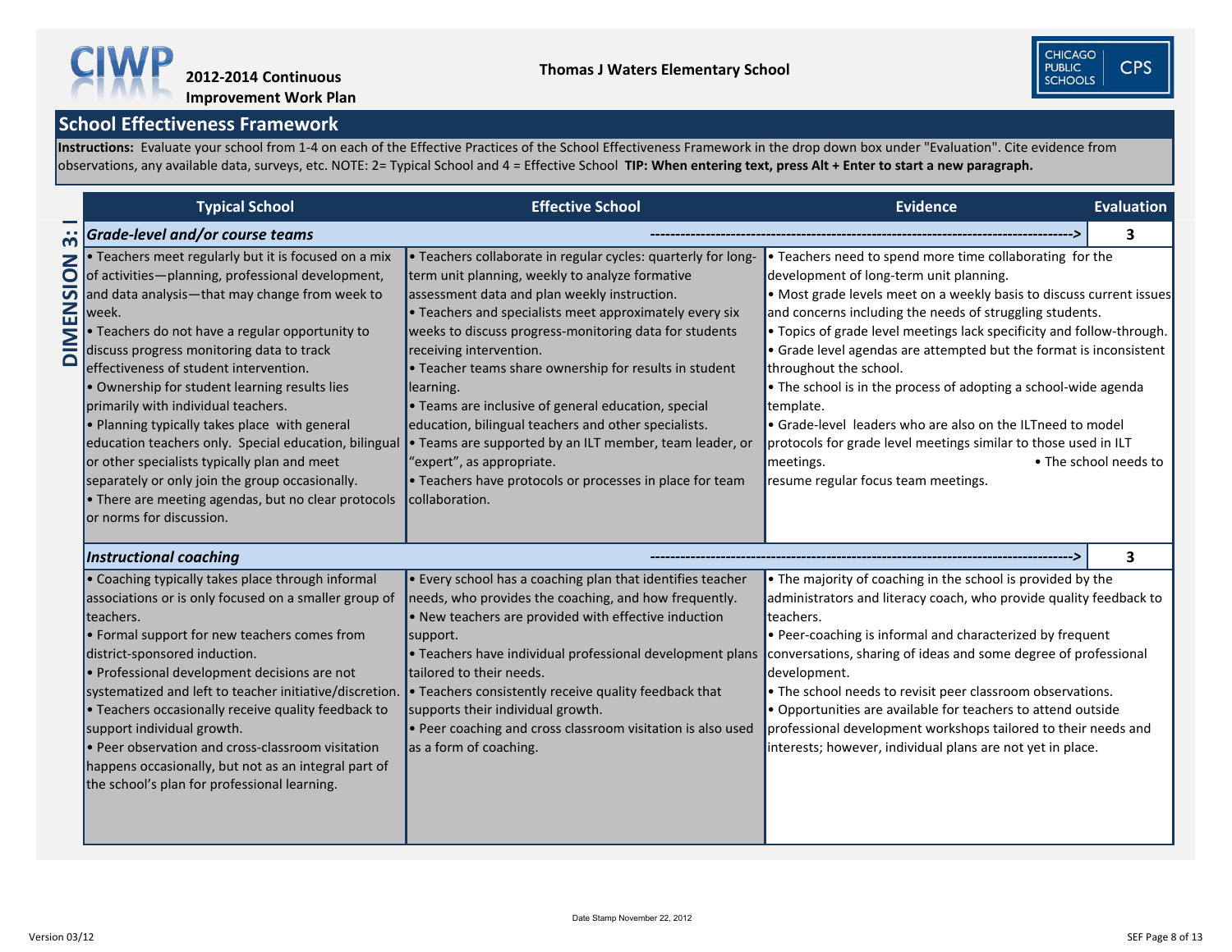**2012-2014 Continuous Improvement Work Plan**

**Thomas J Waters Elementary School**

## School Effectiveness Framework

**Instructions:** Evaluate your school from 1-4 on each of the Effective Practices of the School Effectiveness Framework in the drop down box under "Evaluation". Cite evidence from observations, any available data, surveys, etc. NOTE: 2= Typical School and 4 = Effective School **TIP: When entering text, press Alt + Enter to start a new paragraph.**

### DIMENSION 3: I

| Typical School | Effective School | Evidence | Evaluation |
|---|---|---|---|
| ***Grade-level and/or course teams*** | | | 3 |
| • Teachers meet regularly but it is focused on a mix of activities—planning, professional development, and data analysis—that may change from week to week.<br>• Teachers do not have a regular opportunity to discuss progress monitoring data to track effectiveness of student intervention.<br>• Ownership for student learning results lies primarily with individual teachers.<br>• Planning typically takes place with general education teachers only. Special education, bilingual or other specialists typically plan and meet separately or only join the group occasionally.<br>• There are meeting agendas, but no clear protocols or norms for discussion. | • Teachers collaborate in regular cycles: quarterly for long-term unit planning, weekly to analyze formative assessment data and plan weekly instruction.<br>• Teachers and specialists meet approximately every six weeks to discuss progress-monitoring data for students receiving intervention.<br>• Teacher teams share ownership for results in student learning.<br>• Teams are inclusive of general education, special education, bilingual teachers and other specialists.<br>• Teams are supported by an ILT member, team leader, or "expert", as appropriate.<br>• Teachers have protocols or processes in place for team collaboration. | • Teachers need to spend more time collaborating for the development of long-term unit planning.<br>• Most grade levels meet on a weekly basis to discuss current issues and concerns including the needs of struggling students.<br>• Topics of grade level meetings lack specificity and follow-through.<br>• Grade level agendas are attempted but the format is inconsistent throughout the school.<br>• The school is in the process of adopting a school-wide agenda template.<br>• Grade-level leaders who are also on the ILTneed to model protocols for grade level meetings similar to those used in ILT meetings. • The school needs to resume regular focus team meetings. | |
| ***Instructional coaching*** | | | 3 |
| • Coaching typically takes place through informal associations or is only focused on a smaller group of teachers.<br>• Formal support for new teachers comes from district-sponsored induction.<br>• Professional development decisions are not systematized and left to teacher initiative/discretion.<br>• Teachers occasionally receive quality feedback to support individual growth.<br>• Peer observation and cross-classroom visitation happens occasionally, but not as an integral part of the school's plan for professional learning. | • Every school has a coaching plan that identifies teacher needs, who provides the coaching, and how frequently.<br>• New teachers are provided with effective induction support.<br>• Teachers have individual professional development plans tailored to their needs.<br>• Teachers consistently receive quality feedback that supports their individual growth.<br>• Peer coaching and cross classroom visitation is also used as a form of coaching. | • The majority of coaching in the school is provided by the administrators and literacy coach, who provide quality feedback to teachers.<br>• Peer-coaching is informal and characterized by frequent conversations, sharing of ideas and some degree of professional development.<br>• The school needs to revisit peer classroom observations.<br>• Opportunities are available for teachers to attend outside professional development workshops tailored to their needs and interests; however, individual plans are not yet in place. | |

Date Stamp November 22, 2012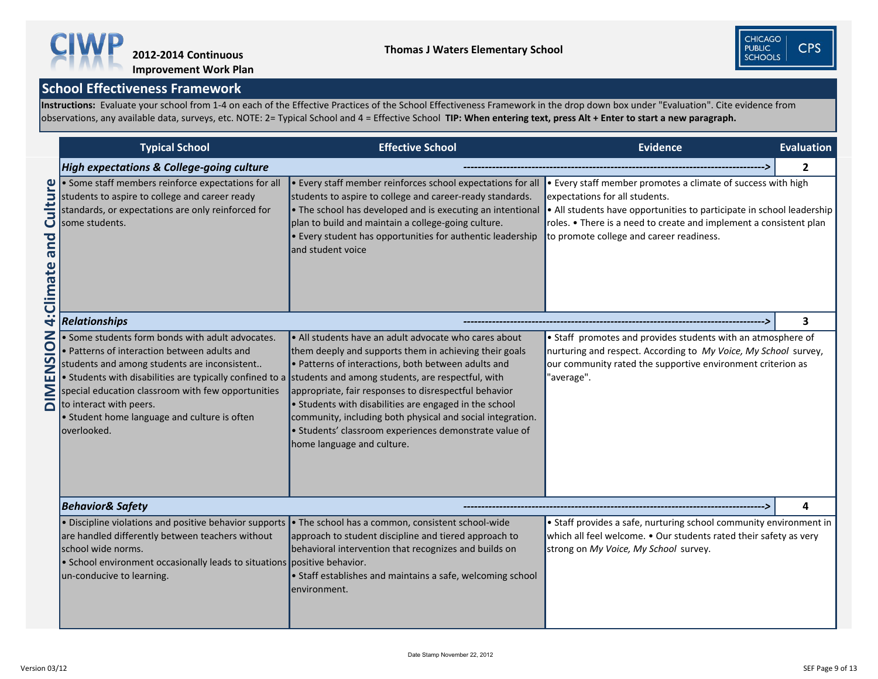# 2012-2014 Continuous Improvement Work Plan

**Thomas J Waters Elementary School**

## School Effectiveness Framework

**Instructions:** Evaluate your school from 1-4 on each of the Effective Practices of the School Effectiveness Framework in the drop down box under "Evaluation". Cite evidence from observations, any available data, surveys, etc. NOTE: 2= Typical School and 4 = Effective School **TIP: When entering text, press Alt + Enter to start a new paragraph.**

### DIMENSION 4: Climate and Culture

| Typical School | Effective School | Evidence | Evaluation |
|---|---|---|---|
| ***High expectations & College-going culture*** | | | **2** |
| • Some staff members reinforce expectations for all students to aspire to college and career ready standards, or expectations are only reinforced for some students. | • Every staff member reinforces school expectations for all students to aspire to college and career-ready standards. • The school has developed and is executing an intentional plan to build and maintain a college-going culture. • Every student has opportunities for authentic leadership and student voice | • Every staff member promotes a climate of success with high expectations for all students. • All students have opportunities to participate in school leadership roles. • There is a need to create and implement a consistent plan to promote college and career readiness. | |
| ***Relationships*** | | | **3** |
| • Some students form bonds with adult advocates. • Patterns of interaction between adults and students and among students are inconsistent.. • Students with disabilities are typically confined to a special education classroom with few opportunities to interact with peers. • Student home language and culture is often overlooked. | • All students have an adult advocate who cares about them deeply and supports them in achieving their goals • Patterns of interactions, both between adults and students and among students, are respectful, with appropriate, fair responses to disrespectful behavior • Students with disabilities are engaged in the school community, including both physical and social integration. • Students' classroom experiences demonstrate value of home language and culture. | • Staff promotes and provides students with an atmosphere of nurturing and respect. According to *My Voice, My School* survey, our community rated the supportive environment criterion as "average". | |
| ***Behavior& Safety*** | | | **4** |
| • Discipline violations and positive behavior supports are handled differently between teachers without school wide norms. • School environment occasionally leads to situations un-conducive to learning. | • The school has a common, consistent school-wide approach to student discipline and tiered approach to behavioral intervention that recognizes and builds on positive behavior. • Staff establishes and maintains a safe, welcoming school environment. | • Staff provides a safe, nurturing school community environment in which all feel welcome. • Our students rated their safety as very strong on *My Voice, My School* survey. | |

Date Stamp November 22, 2012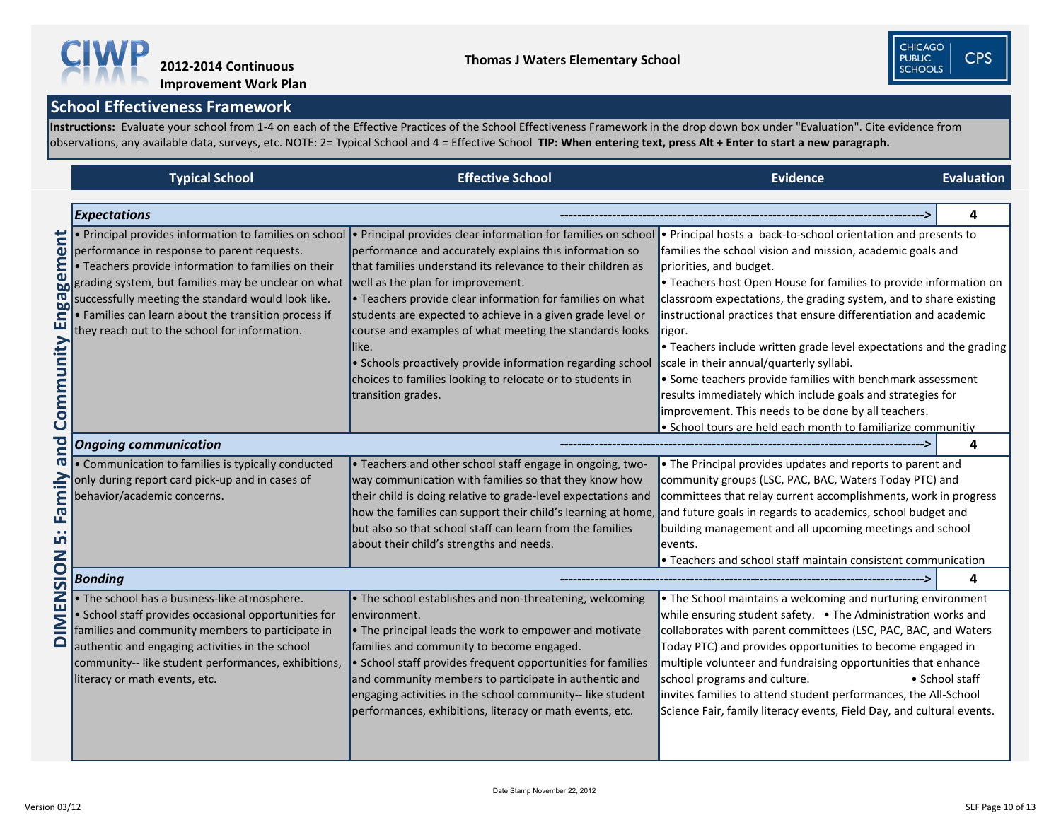**2012-2014 Continuous Improvement Work Plan**

**Thomas J Waters Elementary School**

## School Effectiveness Framework

**Instructions:** Evaluate your school from 1-4 on each of the Effective Practices of the School Effectiveness Framework in the drop down box under "Evaluation". Cite evidence from observations, any available data, surveys, etc. NOTE: 2= Typical School and 4 = Effective School **TIP: When entering text, press Alt + Enter to start a new paragraph.**

### DIMENSION 5: Family and Community Engagement

| Typical School | Effective School | Evidence | Evaluation |
|---|---|---|---|
| ***Expectations*** | | ---------------------------------------------------------------------------------> | 4 |
| • Principal provides information to families on school performance in response to parent requests.<br>• Teachers provide information to families on their grading system, but families may be unclear on what successfully meeting the standard would look like.<br>• Families can learn about the transition process if they reach out to the school for information. | • Principal provides clear information for families on school performance and accurately explains this information so that families understand its relevance to their children as well as the plan for improvement.<br>• Teachers provide clear information for families on what students are expected to achieve in a given grade level or course and examples of what meeting the standards looks like.<br>• Schools proactively provide information regarding school choices to families looking to relocate or to students in transition grades. | • Principal hosts a back-to-school orientation and presents to families the school vision and mission, academic goals and priorities, and budget.<br>• Teachers host Open House for families to provide information on classroom expectations, the grading system, and to share existing instructional practices that ensure differentiation and academic rigor.<br>• Teachers include written grade level expectations and the grading scale in their annual/quarterly syllabi.<br>• Some teachers provide families with benchmark assessment results immediately which include goals and strategies for improvement. This needs to be done by all teachers.<br>• School tours are held each month to familiarize communitiy | |
| ***Ongoing communication*** | | ---------------------------------------------------------------------------------> | 4 |
| • Communication to families is typically conducted only during report card pick-up and in cases of behavior/academic concerns. | • Teachers and other school staff engage in ongoing, two-way communication with families so that they know how their child is doing relative to grade-level expectations and how the families can support their child's learning at home, but also so that school staff can learn from the families about their child's strengths and needs. | • The Principal provides updates and reports to parent and community groups (LSC, PAC, BAC, Waters Today PTC) and committees that relay current accomplishments, work in progress and future goals in regards to academics, school budget and building management and all upcoming meetings and school events.<br>• Teachers and school staff maintain consistent communication | |
| ***Bonding*** | | ---------------------------------------------------------------------------------> | 4 |
| • The school has a business-like atmosphere.<br>• School staff provides occasional opportunities for families and community members to participate in authentic and engaging activities in the school community-- like student performances, exhibitions, literacy or math events, etc. | • The school establishes and non-threatening, welcoming environment.<br>• The principal leads the work to empower and motivate families and community to become engaged.<br>• School staff provides frequent opportunities for families and community members to participate in authentic and engaging activities in the school community-- like student performances, exhibitions, literacy or math events, etc. | • The School maintains a welcoming and nurturing environment while ensuring student safety. • The Administration works and collaborates with parent committees (LSC, PAC, BAC, and Waters Today PTC) and provides opportunities to become engaged in multiple volunteer and fundraising opportunities that enhance school programs and culture. • School staff invites families to attend student performances, the All-School Science Fair, family literacy events, Field Day, and cultural events. | |

Date Stamp November 22, 2012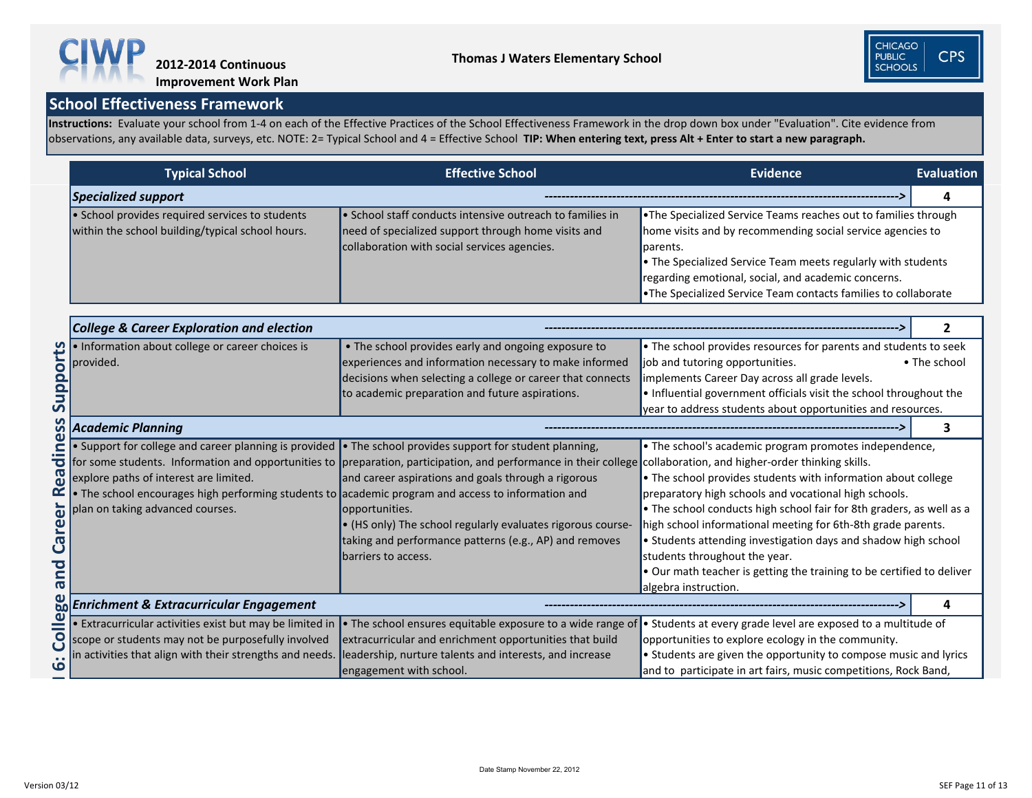**CIWP** 2012-2014 Continuous Improvement Work Plan

**Thomas J Waters Elementary School**

## School Effectiveness Framework

**Instructions:** Evaluate your school from 1-4 on each of the Effective Practices of the School Effectiveness Framework in the drop down box under "Evaluation". Cite evidence from observations, any available data, surveys, etc. NOTE: 2= Typical School and 4 = Effective School **TIP: When entering text, press Alt + Enter to start a new paragraph.**

### 6: College and Career Readiness Supports

| Typical School | Effective School | Evidence | Evaluation |
|---|---|---|---|
| ***Specialized support*** | | | 4 |
| • School provides required services to students within the school building/typical school hours. | • School staff conducts intensive outreach to families in need of specialized support through home visits and collaboration with social services agencies. | •The Specialized Service Teams reaches out to families through home visits and by recommending social service agencies to parents.<br>• The Specialized Service Team meets regularly with students regarding emotional, social, and academic concerns.<br>•The Specialized Service Team contacts families to collaborate | |
| ***College & Career Exploration and election*** | | | 2 |
| • Information about college or career choices is provided. | • The school provides early and ongoing exposure to experiences and information necessary to make informed decisions when selecting a college or career that connects to academic preparation and future aspirations. | • The school provides resources for parents and students to seek job and tutoring opportunities. • The school implements Career Day across all grade levels.<br>• Influential government officials visit the school throughout the year to address students about opportunities and resources. | |
| ***Academic Planning*** | | | 3 |
| • Support for college and career planning is provided for some students. Information and opportunities to explore paths of interest are limited.<br>• The school encourages high performing students to plan on taking advanced courses. | • The school provides support for student planning, preparation, participation, and performance in their college and career aspirations and goals through a rigorous academic program and access to information and opportunities.<br>• (HS only) The school regularly evaluates rigorous course-taking and performance patterns (e.g., AP) and removes barriers to access. | • The school's academic program promotes independence, collaboration, and higher-order thinking skills.<br>• The school provides students with information about college preparatory high schools and vocational high schools.<br>• The school conducts high school fair for 8th graders, as well as a high school informational meeting for 6th-8th grade parents.<br>• Students attending investigation days and shadow high school students throughout the year.<br>• Our math teacher is getting the training to be certified to deliver algebra instruction. | |
| ***Enrichment & Extracurricular Engagement*** | | | 4 |
| • Extracurricular activities exist but may be limited in scope or students may not be purposefully involved in activities that align with their strengths and needs. | • The school ensures equitable exposure to a wide range of extracurricular and enrichment opportunities that build leadership, nurture talents and interests, and increase engagement with school. | • Students at every grade level are exposed to a multitude of opportunities to explore ecology in the community.<br>• Students are given the opportunity to compose music and lyrics and to participate in art fairs, music competitions, Rock Band, | |

Date Stamp November 22, 2012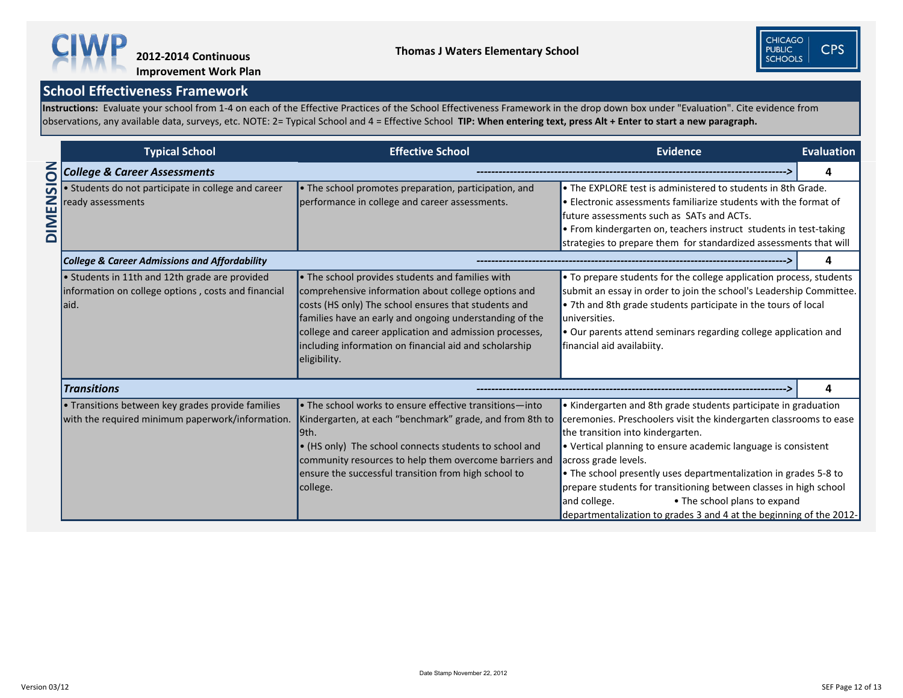# 2012-2014 Continuous Improvement Work Plan

**Thomas J Waters Elementary School**

## School Effectiveness Framework

**Instructions:** Evaluate your school from 1-4 on each of the Effective Practices of the School Effectiveness Framework in the drop down box under "Evaluation". Cite evidence from observations, any available data, surveys, etc. NOTE: 2= Typical School and 4 = Effective School **TIP: When entering text, press Alt + Enter to start a new paragraph.**

**DIMENSION**

| Typical School | Effective School | Evidence | Evaluation |
|---|---|---|---|
| ***College & Career Assessments*** | | -----------------------------------------------------------------------------------> | 4 |
| • Students do not participate in college and career ready assessments | • The school promotes preparation, participation, and performance in college and career assessments. | • The EXPLORE test is administered to students in 8th Grade.<br>• Electronic assessments familiarize students with the format of future assessments such as SATs and ACTs.<br>• From kindergarten on, teachers instruct students in test-taking strategies to prepare them for standardized assessments that will | |
| ***College & Career Admissions and Affordability*** | | -----------------------------------------------------------------------------------> | 4 |
| • Students in 11th and 12th grade are provided information on college options , costs and financial aid. | • The school provides students and families with comprehensive information about college options and costs (HS only) The school ensures that students and families have an early and ongoing understanding of the college and career application and admission processes, including information on financial aid and scholarship eligibility. | • To prepare students for the college application process, students submit an essay in order to join the school's Leadership Committee.<br>• 7th and 8th grade students participate in the tours of local universities.<br>• Our parents attend seminars regarding college application and financial aid availabiity. | |
| ***Transitions*** | | -----------------------------------------------------------------------------------> | 4 |
| • Transitions between key grades provide families with the required minimum paperwork/information. | • The school works to ensure effective transitions—into Kindergarten, at each "benchmark" grade, and from 8th to 9th.<br>• (HS only) The school connects students to school and community resources to help them overcome barriers and ensure the successful transition from high school to college. | • Kindergarten and 8th grade students participate in graduation ceremonies. Preschoolers visit the kindergarten classrooms to ease the transition into kindergarten.<br>• Vertical planning to ensure academic language is consistent across grade levels.<br>• The school presently uses departmentalization in grades 5-8 to prepare students for transitioning between classes in high school and college. • The school plans to expand departmentalization to grades 3 and 4 at the beginning of the 2012- | |

Date Stamp November 22, 2012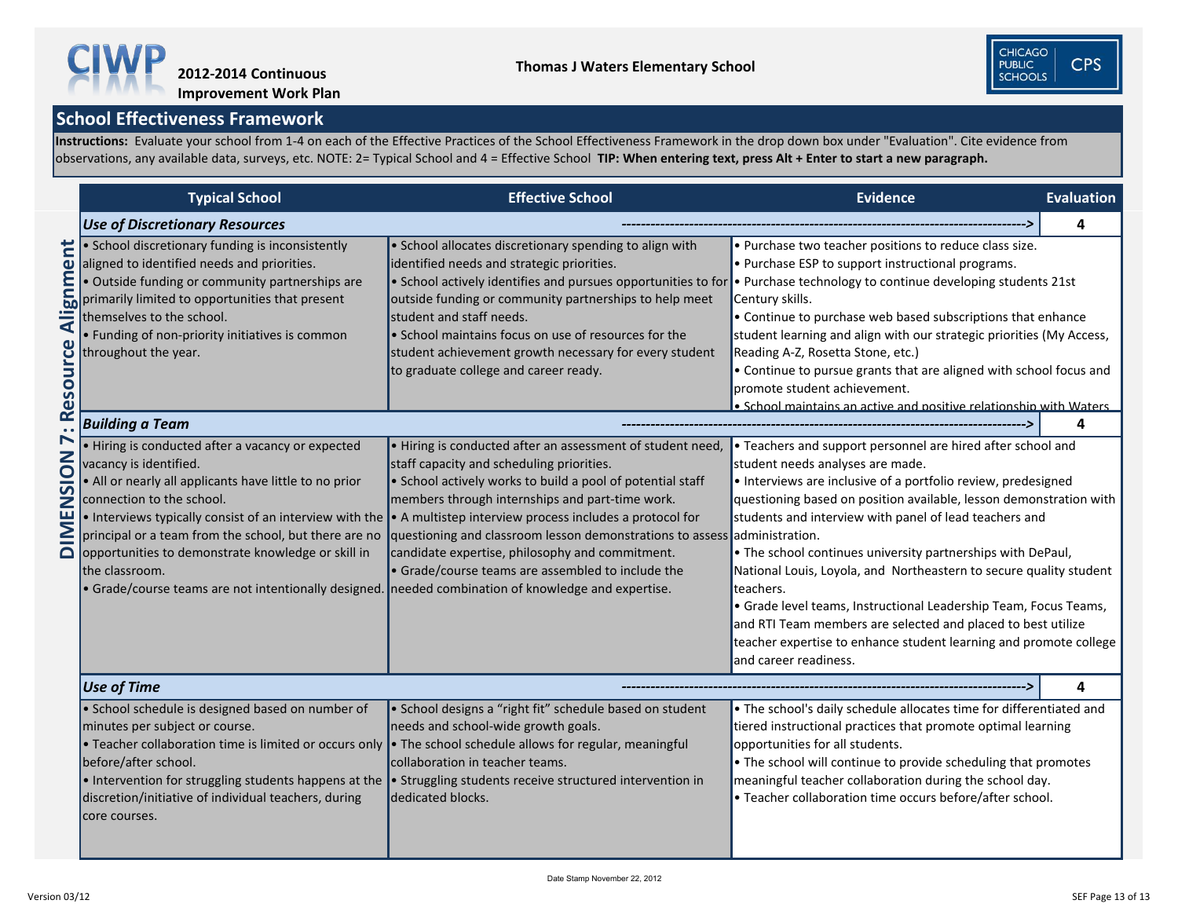**2012-2014 Continuous Improvement Work Plan**

**Thomas J Waters Elementary School**

## School Effectiveness Framework

**Instructions:** Evaluate your school from 1-4 on each of the Effective Practices of the School Effectiveness Framework in the drop down box under "Evaluation". Cite evidence from observations, any available data, surveys, etc. NOTE: 2= Typical School and 4 = Effective School **TIP: When entering text, press Alt + Enter to start a new paragraph.**

### DIMENSION 7: Resource Alignment

| Typical School | Effective School | Evidence | Evaluation |
|---|---|---|---|
| ***Use of Discretionary Resources*** | | | 4 |
| • School discretionary funding is inconsistently aligned to identified needs and priorities.<br>• Outside funding or community partnerships are primarily limited to opportunities that present themselves to the school.<br>• Funding of non-priority initiatives is common throughout the year. | • School allocates discretionary spending to align with identified needs and strategic priorities.<br>• School actively identifies and pursues opportunities to for outside funding or community partnerships to help meet student and staff needs.<br>• School maintains focus on use of resources for the student achievement growth necessary for every student to graduate college and career ready. | • Purchase two teacher positions to reduce class size.<br>• Purchase ESP to support instructional programs.<br>• Purchase technology to continue developing students 21st Century skills.<br>• Continue to purchase web based subscriptions that enhance student learning and align with our strategic priorities (My Access, Reading A-Z, Rosetta Stone, etc.)<br>• Continue to pursue grants that are aligned with school focus and promote student achievement.<br>• School maintains an active and positive relationship with Waters | |
| ***Building a Team*** | | | 4 |
| • Hiring is conducted after a vacancy or expected vacancy is identified.<br>• All or nearly all applicants have little to no prior connection to the school.<br>• Interviews typically consist of an interview with the principal or a team from the school, but there are no opportunities to demonstrate knowledge or skill in the classroom.<br>• Grade/course teams are not intentionally designed. | • Hiring is conducted after an assessment of student need, staff capacity and scheduling priorities.<br>• School actively works to build a pool of potential staff members through internships and part-time work.<br>• A multistep interview process includes a protocol for questioning and classroom lesson demonstrations to assess candidate expertise, philosophy and commitment.<br>• Grade/course teams are assembled to include the needed combination of knowledge and expertise. | • Teachers and support personnel are hired after school and student needs analyses are made.<br>• Interviews are inclusive of a portfolio review, predesigned questioning based on position available, lesson demonstration with students and interview with panel of lead teachers and administration.<br>• The school continues university partnerships with DePaul, National Louis, Loyola, and Northeastern to secure quality student teachers.<br>• Grade level teams, Instructional Leadership Team, Focus Teams, and RTI Team members are selected and placed to best utilize teacher expertise to enhance student learning and promote college and career readiness. | |
| ***Use of Time*** | | | 4 |
| • School schedule is designed based on number of minutes per subject or course.<br>• Teacher collaboration time is limited or occurs only before/after school.<br>• Intervention for struggling students happens at the discretion/initiative of individual teachers, during core courses. | • School designs a "right fit" schedule based on student needs and school-wide growth goals.<br>• The school schedule allows for regular, meaningful collaboration in teacher teams.<br>• Struggling students receive structured intervention in dedicated blocks. | • The school's daily schedule allocates time for differentiated and tiered instructional practices that promote optimal learning opportunities for all students.<br>• The school will continue to provide scheduling that promotes meaningful teacher collaboration during the school day.<br>• Teacher collaboration time occurs before/after school. | |

Date Stamp November 22, 2012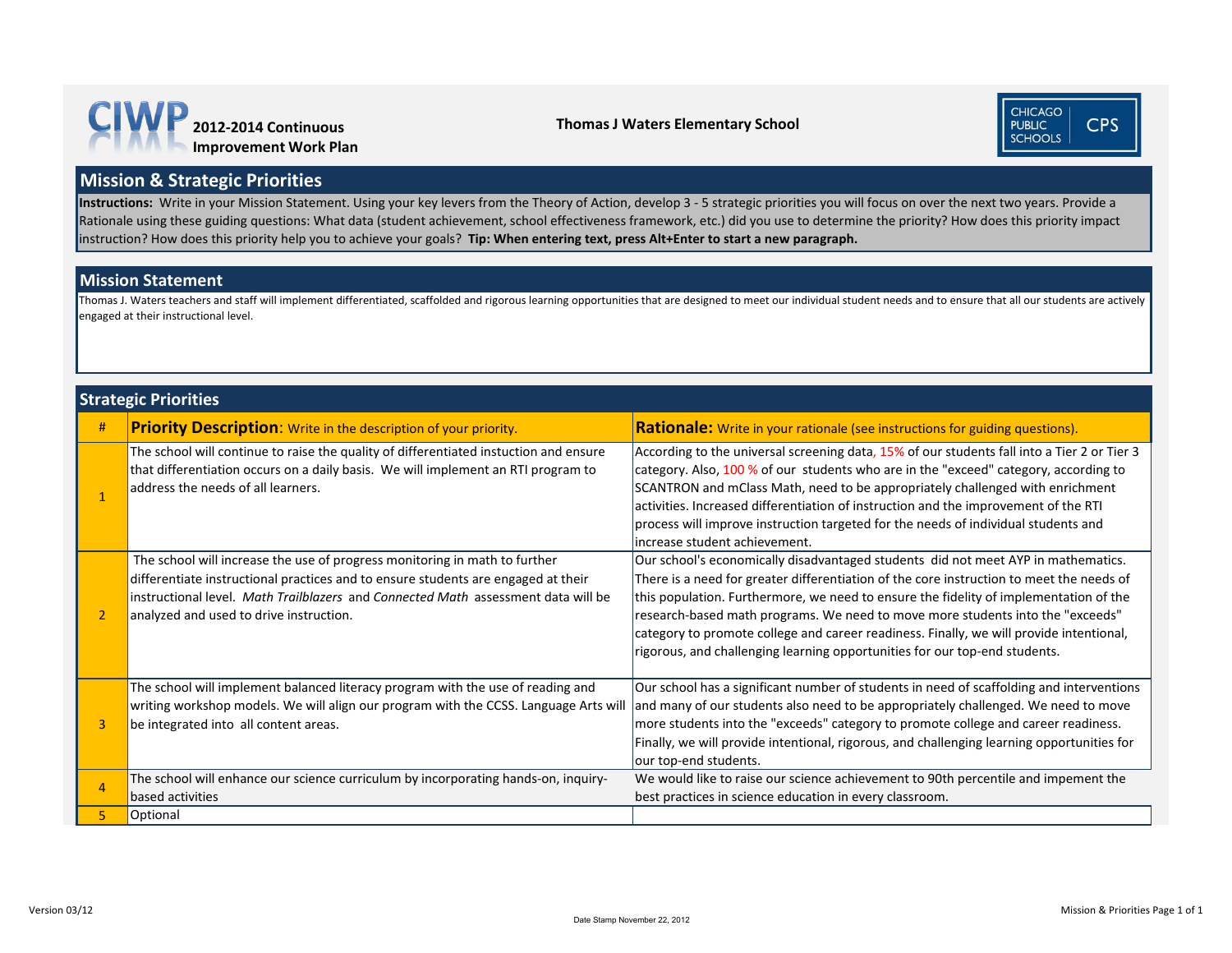# CIWP 2012-2014 Continuous Improvement Work Plan

**Thomas J Waters Elementary School**

CHICAGO PUBLIC SCHOOLS | CPS

## Mission & Strategic Priorities

**Instructions:** Write in your Mission Statement. Using your key levers from the Theory of Action, develop 3 - 5 strategic priorities you will focus on over the next two years. Provide a Rationale using these guiding questions: What data (student achievement, school effectiveness framework, etc.) did you use to determine the priority? How does this priority impact instruction? How does this priority help you to achieve your goals? **Tip: When entering text, press Alt+Enter to start a new paragraph.**

## Mission Statement

Thomas J. Waters teachers and staff will implement differentiated, scaffolded and rigorous learning opportunities that are designed to meet our individual student needs and to ensure that all our students are actively engaged at their instructional level.

## Strategic Priorities

| # | **Priority Description**: Write in the description of your priority. | **Rationale:** Write in your rationale (see instructions for guiding questions). |
|---|---|---|
| 1 | The school will continue to raise the quality of differentiated instuction and ensure that differentiation occurs on a daily basis. We will implement an RTI program to address the needs of all learners. | According to the universal screening data, 15% of our students fall into a Tier 2 or Tier 3 category. Also, 100 % of our students who are in the "exceed" category, according to SCANTRON and mClass Math, need to be appropriately challenged with enrichment activities. Increased differentiation of instruction and the improvement of the RTI process will improve instruction targeted for the needs of individual students and increase student achievement. |
| 2 | The school will increase the use of progress monitoring in math to further differentiate instructional practices and to ensure students are engaged at their instructional level. *Math Trailblazers* and *Connected Math* assessment data will be analyzed and used to drive instruction. | Our school's economically disadvantaged students did not meet AYP in mathematics. There is a need for greater differentiation of the core instruction to meet the needs of this population. Furthermore, we need to ensure the fidelity of implementation of the research-based math programs. We need to move more students into the "exceeds" category to promote college and career readiness. Finally, we will provide intentional, rigorous, and challenging learning opportunities for our top-end students. |
| 3 | The school will implement balanced literacy program with the use of reading and writing workshop models. We will align our program with the CCSS. Language Arts will be integrated into all content areas. | Our school has a significant number of students in need of scaffolding and interventions and many of our students also need to be appropriately challenged. We need to move more students into the "exceeds" category to promote college and career readiness. Finally, we will provide intentional, rigorous, and challenging learning opportunities for our top-end students. |
| 4 | The school will enhance our science curriculum by incorporating hands-on, inquiry-based activities | We would like to raise our science achievement to 90th percentile and impement the best practices in science education in every classroom. |
| 5 | Optional | |

Version 03/12

Date Stamp November 22, 2012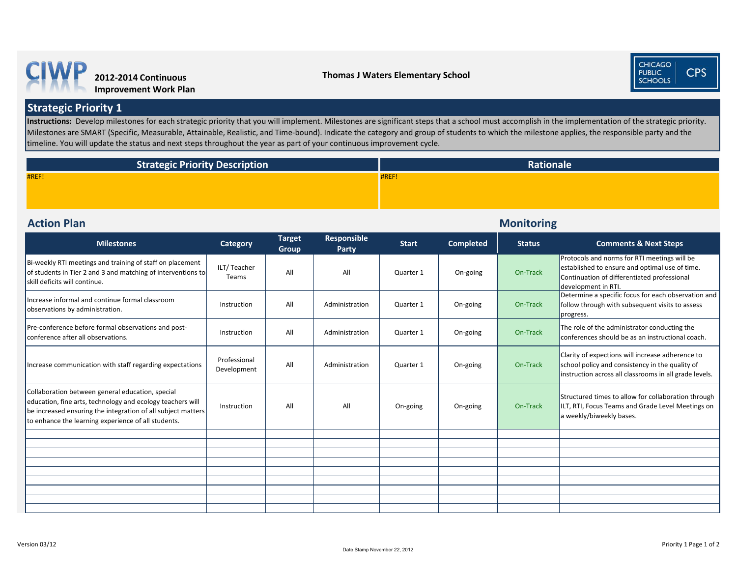# CIWP 2012-2014 Continuous Improvement Work Plan

**Thomas J Waters Elementary School**

CHICAGO PUBLIC SCHOOLS | CPS

## Strategic Priority 1

**Instructions:** Develop milestones for each strategic priority that you will implement. Milestones are significant steps that a school must accomplish in the implementation of the strategic priority. Milestones are SMART (Specific, Measurable, Attainable, Realistic, and Time-bound). Indicate the category and group of students to which the milestone applies, the responsible party and the timeline. You will update the status and next steps throughout the year as part of your continuous improvement cycle.

| Strategic Priority Description | Rationale |
|---|---|
| #REF! | #REF! |

### Action Plan / Monitoring

| Milestones | Category | Target Group | Responsible Party | Start | Completed | Status | Comments & Next Steps |
|---|---|---|---|---|---|---|---|
| Bi-weekly RTI meetings and training of staff on placement of students in Tier 2 and 3 and matching of interventions to skill deficits will continue. | ILT/ Teacher Teams | All | All | Quarter 1 | On-going | On-Track | Protocols and norms for RTI meetings will be established to ensure and optimal use of time. Continuation of differentiated professional development in RTI. |
| Increase informal and continue formal classroom observations by administration. | Instruction | All | Administration | Quarter 1 | On-going | On-Track | Determine a specific focus for each observation and follow through with subsequent visits to assess progress. |
| Pre-conference before formal observations and post-conference after all observations. | Instruction | All | Administration | Quarter 1 | On-going | On-Track | The role of the administrator conducting the conferences should be as an instructional coach. |
| Increase communication with staff regarding expectations | Professional Development | All | Administration | Quarter 1 | On-going | On-Track | Clarity of expections will increase adherence to school policy and consistency in the quality of instruction across all classrooms in all grade levels. |
| Collaboration between general education, special education, fine arts, technology and ecology teachers will be increased ensuring the integration of all subject matters to enhance the learning experience of all students. | Instruction | All | All | On-going | On-going | On-Track | Structured times to allow for collaboration through ILT, RTI, Focus Teams and Grade Level Meetings on a weekly/biweekly bases. |
| | | | | | | | |
| | | | | | | | |
| | | | | | | | |
| | | | | | | | |
| | | | | | | | |
| | | | | | | | |
| | | | | | | | |
| | | | | | | | |
| | | | | | | | |

Version 03/12

Date Stamp November 22, 2012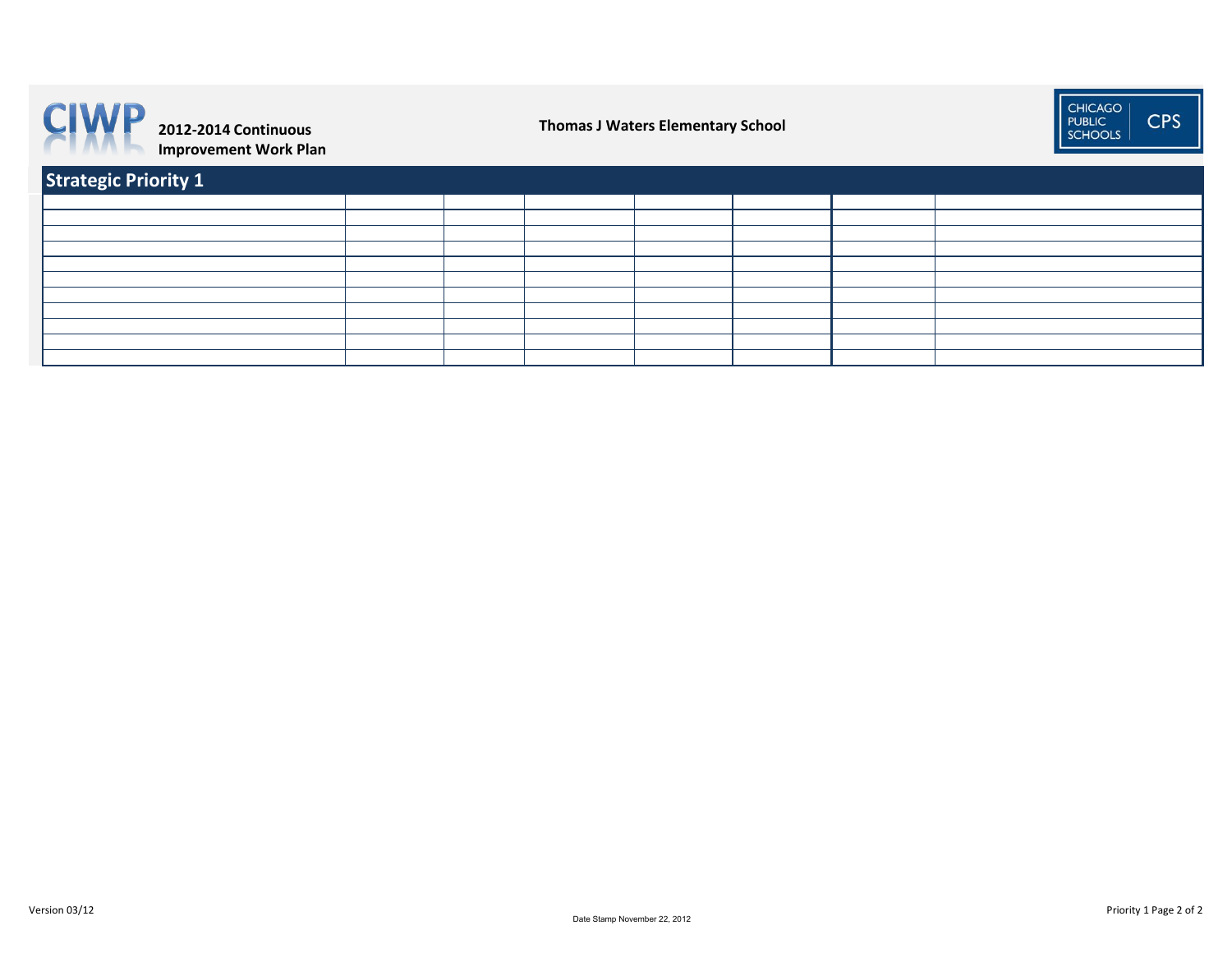**CIWP** 2012-2014 Continuous Improvement Work Plan

**Thomas J Waters Elementary School**

CHICAGO PUBLIC SCHOOLS CPS

## Strategic Priority 1

| | | | | | | | |
|---|---|---|---|---|---|---|---|
| | | | | | | | |
| | | | | | | | |
| | | | | | | | |
| | | | | | | | |
| | | | | | | | |
| | | | | | | | |
| | | | | | | | |
| | | | | | | | |
| | | | | | | | |
| | | | | | | | |

Version 03/12

Date Stamp November 22, 2012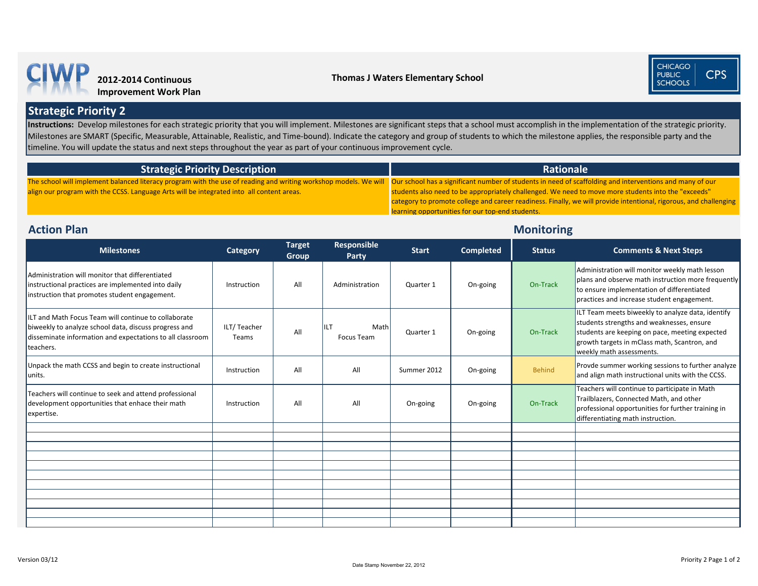CIWP 2012-2014 Continuous Improvement Work Plan

**Thomas J Waters Elementary School**

CHICAGO PUBLIC SCHOOLS CPS

## Strategic Priority 2

**Instructions:** Develop milestones for each strategic priority that you will implement. Milestones are significant steps that a school must accomplish in the implementation of the strategic priority. Milestones are SMART (Specific, Measurable, Attainable, Realistic, and Time-bound). Indicate the category and group of students to which the milestone applies, the responsible party and the timeline. You will update the status and next steps throughout the year as part of your continuous improvement cycle.

| Strategic Priority Description | Rationale |
|---|---|
| The school will implement balanced literacy program with the use of reading and writing workshop models. We will align our program with the CCSS. Language Arts will be integrated into all content areas. | Our school has a significant number of students in need of scaffolding and interventions and many of our students also need to be appropriately challenged. We need to move more students into the "exceeds" category to promote college and career readiness. Finally, we will provide intentional, rigorous, and challenging learning opportunities for our top-end students. |

## Action Plan / Monitoring

| Milestones | Category | Target Group | Responsible Party | Start | Completed | Status | Comments & Next Steps |
|---|---|---|---|---|---|---|---|
| Administration will monitor that differentiated instructional practices are implemented into daily instruction that promotes student engagement. | Instruction | All | Administration | Quarter 1 | On-going | On-Track | Administration will monitor weekly math lesson plans and observe math instruction more frequently to ensure implementation of differentiated practices and increase student engagement. |
| ILT and Math Focus Team will continue to collaborate biweekly to analyze school data, discuss progress and disseminate information and expectations to all classroom teachers. | ILT/ Teacher Teams | All | ILT Math Focus Team | Quarter 1 | On-going | On-Track | ILT Team meets biweekly to analyze data, identify students strengths and weaknesses, ensure students are keeping on pace, meeting expected growth targets in mClass math, Scantron, and weekly math assessments. |
| Unpack the math CCSS and begin to create instructional units. | Instruction | All | All | Summer 2012 | On-going | Behind | Provde summer working sessions to further analyze and align math instructional units with the CCSS. |
| Teachers will continue to seek and attend professional development opportunities that enhace their math expertise. | Instruction | All | All | On-going | On-going | On-Track | Teachers will continue to participate in Math Trailblazers, Connected Math, and other professional opportunities for further training in differentiating math instruction. |
| | | | | | | | |
| | | | | | | | |
| | | | | | | | |
| | | | | | | | |
| | | | | | | | |
| | | | | | | | |
| | | | | | | | |
| | | | | | | | |
| | | | | | | | |
| | | | | | | | |
| | | | | | | | |

Version 03/12

Date Stamp November 22, 2012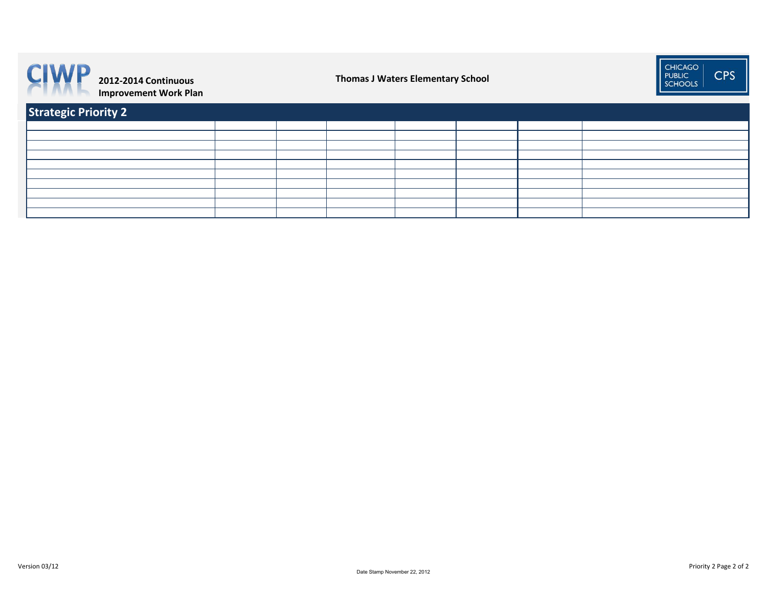2012-2014 Continuous Improvement Work Plan

Thomas J Waters Elementary School

## Strategic Priority 2

| | | | | | | | |
|---|---|---|---|---|---|---|---|
| | | | | | | | |
| | | | | | | | |
| | | | | | | | |
| | | | | | | | |
| | | | | | | | |
| | | | | | | | |
| | | | | | | | |
| | | | | | | | |
| | | | | | | | |

Version 03/12

Date Stamp November 22, 2012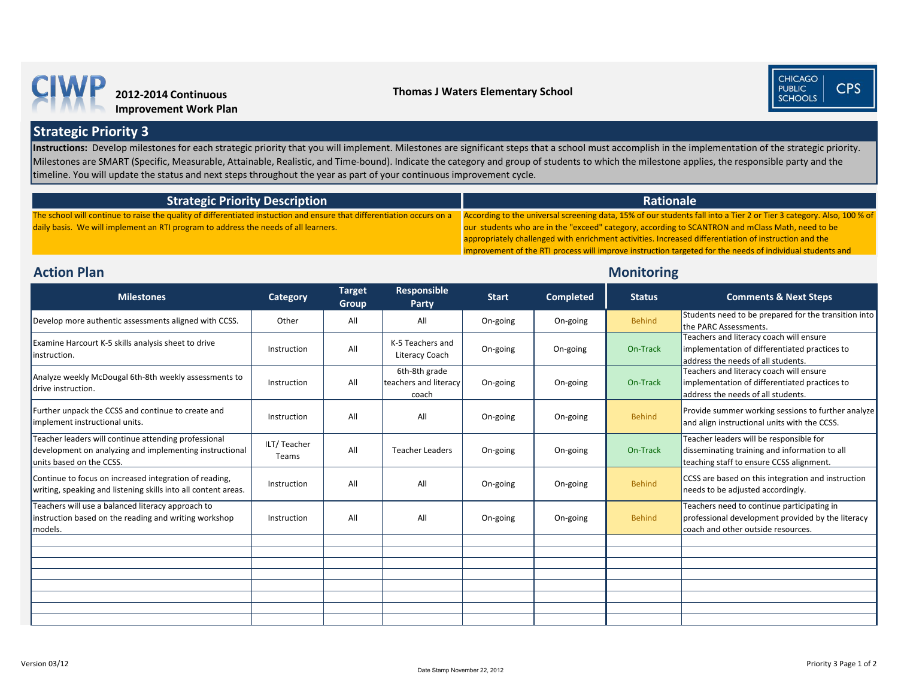# CIWP 2012-2014 Continuous Improvement Work Plan

**Thomas J Waters Elementary School**

## Strategic Priority 3

**Instructions:** Develop milestones for each strategic priority that you will implement. Milestones are significant steps that a school must accomplish in the implementation of the strategic priority. Milestones are SMART (Specific, Measurable, Attainable, Realistic, and Time-bound). Indicate the category and group of students to which the milestone applies, the responsible party and the timeline. You will update the status and next steps throughout the year as part of your continuous improvement cycle.

| Strategic Priority Description | Rationale |
|---|---|
| The school will continue to raise the quality of differentiated instuction and ensure that differentiation occurs on a daily basis. We will implement an RTI program to address the needs of all learners. | According to the universal screening data, 15% of our students fall into a Tier 2 or Tier 3 category. Also, 100 % of our students who are in the "exceed" category, according to SCANTRON and mClass Math, need to be appropriately challenged with enrichment activities. Increased differentiation of instruction and the improvement of the RTI process will improve instruction targeted for the needs of individual students and |

## Action Plan / Monitoring

| Milestones | Category | Target Group | Responsible Party | Start | Completed | Status | Comments & Next Steps |
|---|---|---|---|---|---|---|---|
| Develop more authentic assessments aligned with CCSS. | Other | All | All | On-going | On-going | Behind | Students need to be prepared for the transition into the PARC Assessments. |
| Examine Harcourt K-5 skills analysis sheet to drive instruction. | Instruction | All | K-5 Teachers and Literacy Coach | On-going | On-going | On-Track | Teachers and literacy coach will ensure implementation of differentiated practices to address the needs of all students. |
| Analyze weekly McDougal 6th-8th weekly assessments to drive instruction. | Instruction | All | 6th-8th grade teachers and literacy coach | On-going | On-going | On-Track | Teachers and literacy coach will ensure implementation of differentiated practices to address the needs of all students. |
| Further unpack the CCSS and continue to create and implement instructional units. | Instruction | All | All | On-going | On-going | Behind | Provide summer working sessions to further analyze and align instructional units with the CCSS. |
| Teacher leaders will continue attending professional development on analyzing and implementing instructional units based on the CCSS. | ILT/ Teacher Teams | All | Teacher Leaders | On-going | On-going | On-Track | Teacher leaders will be responsible for disseminating training and information to all teaching staff to ensure CCSS alignment. |
| Continue to focus on increased integration of reading, writing, speaking and listening skills into all content areas. | Instruction | All | All | On-going | On-going | Behind | CCSS are based on this integration and instruction needs to be adjusted accordingly. |
| Teachers will use a balanced literacy approach to instruction based on the reading and writing workshop models. | Instruction | All | All | On-going | On-going | Behind | Teachers need to continue participating in professional development provided by the literacy coach and other outside resources. |
| | | | | | | | |
| | | | | | | | |
| | | | | | | | |
| | | | | | | | |
| | | | | | | | |
| | | | | | | | |
| | | | | | | | |
| | | | | | | | |

Version 03/12

Date Stamp November 22, 2012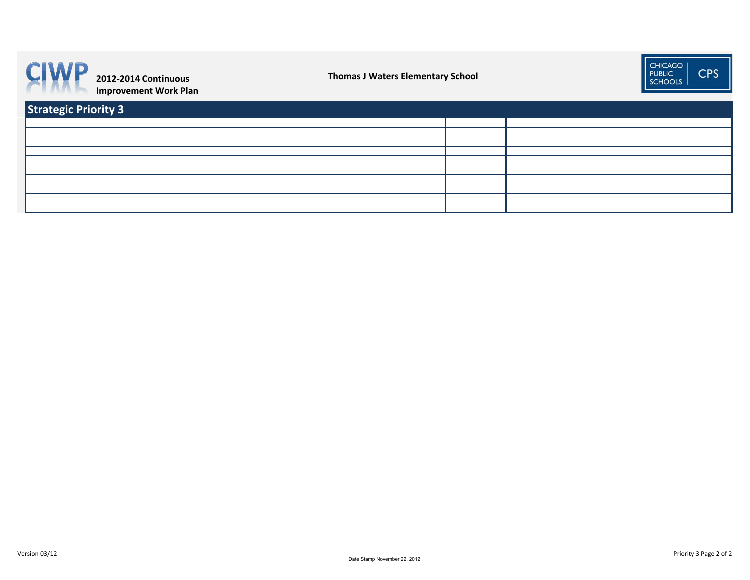2012-2014 Continuous Improvement Work Plan

**Thomas J Waters Elementary School**

## Strategic Priority 3

| | | | | | | | |
|---|---|---|---|---|---|---|---|
| | | | | | | | |
| | | | | | | | |
| | | | | | | | |
| | | | | | | | |
| | | | | | | | |
| | | | | | | | |
| | | | | | | | |
| | | | | | | | |
| | | | | | | | |

Version 03/12

Date Stamp November 22, 2012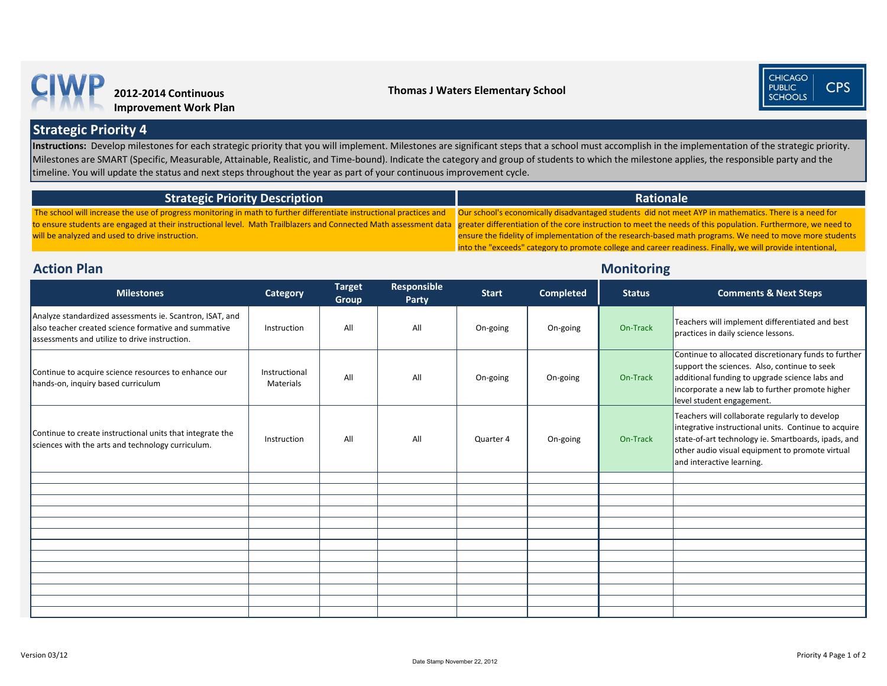CIWP 2012-2014 Continuous Improvement Work Plan

**Thomas J Waters Elementary School**

CHICAGO PUBLIC SCHOOLS CPS

## Strategic Priority 4

**Instructions:** Develop milestones for each strategic priority that you will implement. Milestones are significant steps that a school must accomplish in the implementation of the strategic priority. Milestones are SMART (Specific, Measurable, Attainable, Realistic, and Time-bound). Indicate the category and group of students to which the milestone applies, the responsible party and the timeline. You will update the status and next steps throughout the year as part of your continuous improvement cycle.

| Strategic Priority Description | Rationale |
|---|---|
| The school will increase the use of progress monitoring in math to further differentiate instructional practices and to ensure students are engaged at their instructional level. Math Trailblazers and Connected Math assessment data will be analyzed and used to drive instruction. | Our school's economically disadvantaged students did not meet AYP in mathematics. There is a need for greater differentiation of the core instruction to meet the needs of this population. Furthermore, we need to ensure the fidelity of implementation of the research-based math programs. We need to move more students into the "exceeds" category to promote college and career readiness. Finally, we will provide intentional, |

## Action Plan / Monitoring

| Milestones | Category | Target Group | Responsible Party | Start | Completed | Status | Comments & Next Steps |
|---|---|---|---|---|---|---|---|
| Analyze standardized assessments ie. Scantron, ISAT, and also teacher created science formative and summative assessments and utilize to drive instruction. | Instruction | All | All | On-going | On-going | On-Track | Teachers will implement differentiated and best practices in daily science lessons. |
| Continue to acquire science resources to enhance our hands-on, inquiry based curriculum | Instructional Materials | All | All | On-going | On-going | On-Track | Continue to allocated discretionary funds to further support the sciences. Also, continue to seek additional funding to upgrade science labs and incorporate a new lab to further promote higher level student engagement. |
| Continue to create instructional units that integrate the sciences with the arts and technology curriculum. | Instruction | All | All | Quarter 4 | On-going | On-Track | Teachers will collaborate regularly to develop integrative instructional units. Continue to acquire state-of-art technology ie. Smartboards, ipads, and other audio visual equipment to promote virtual and interactive learning. |
| | | | | | | | |
| | | | | | | | |
| | | | | | | | |
| | | | | | | | |
| | | | | | | | |
| | | | | | | | |
| | | | | | | | |
| | | | | | | | |
| | | | | | | | |
| | | | | | | | |
| | | | | | | | |
| | | | | | | | |
| | | | | | | | |

Version 03/12

Date Stamp November 22, 2012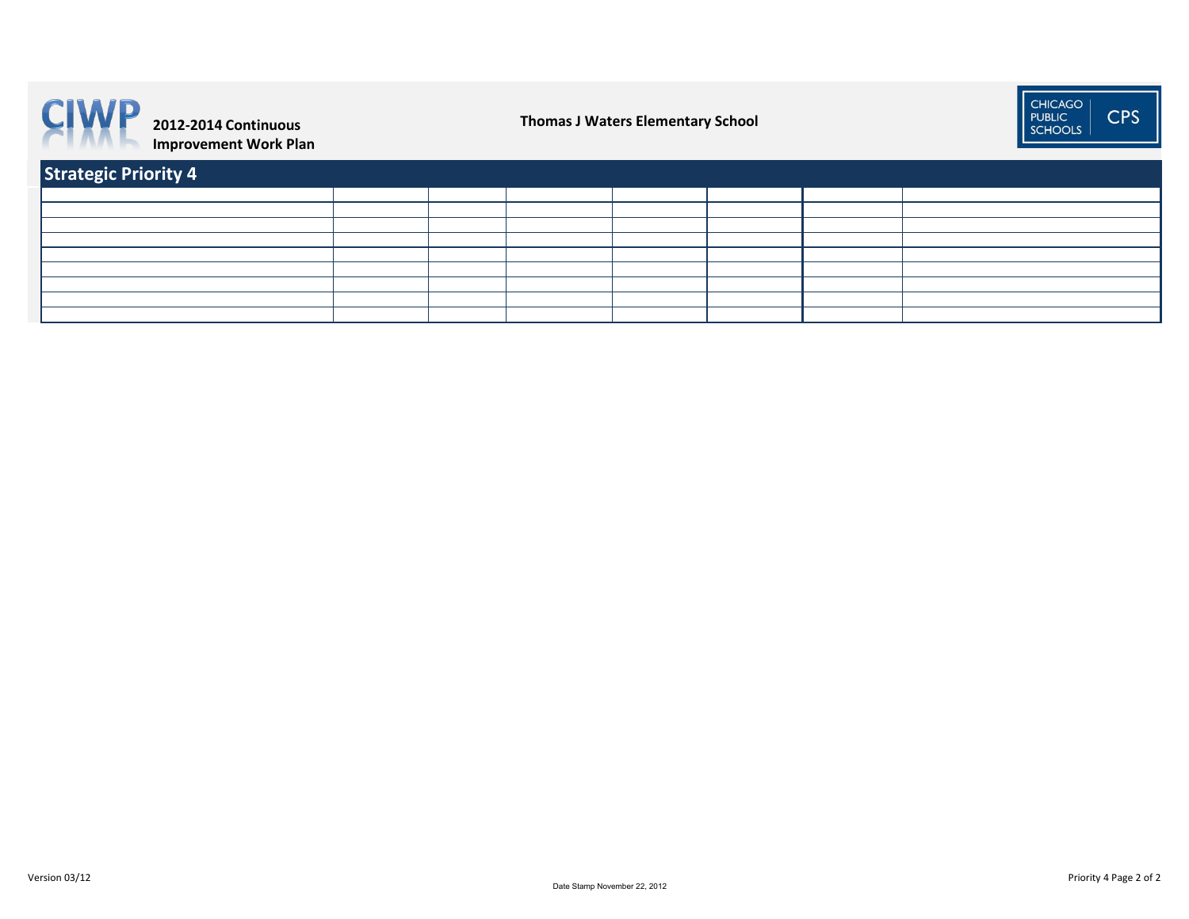**2012-2014 Continuous Improvement Work Plan**

**Thomas J Waters Elementary School**

## Strategic Priority 4

| | | | | | | | |
|---|---|---|---|---|---|---|---|
| | | | | | | | |
| | | | | | | | |
| | | | | | | | |
| | | | | | | | |
| | | | | | | | |
| | | | | | | | |
| | | | | | | | |
| | | | | | | | |

Date Stamp November 22, 2012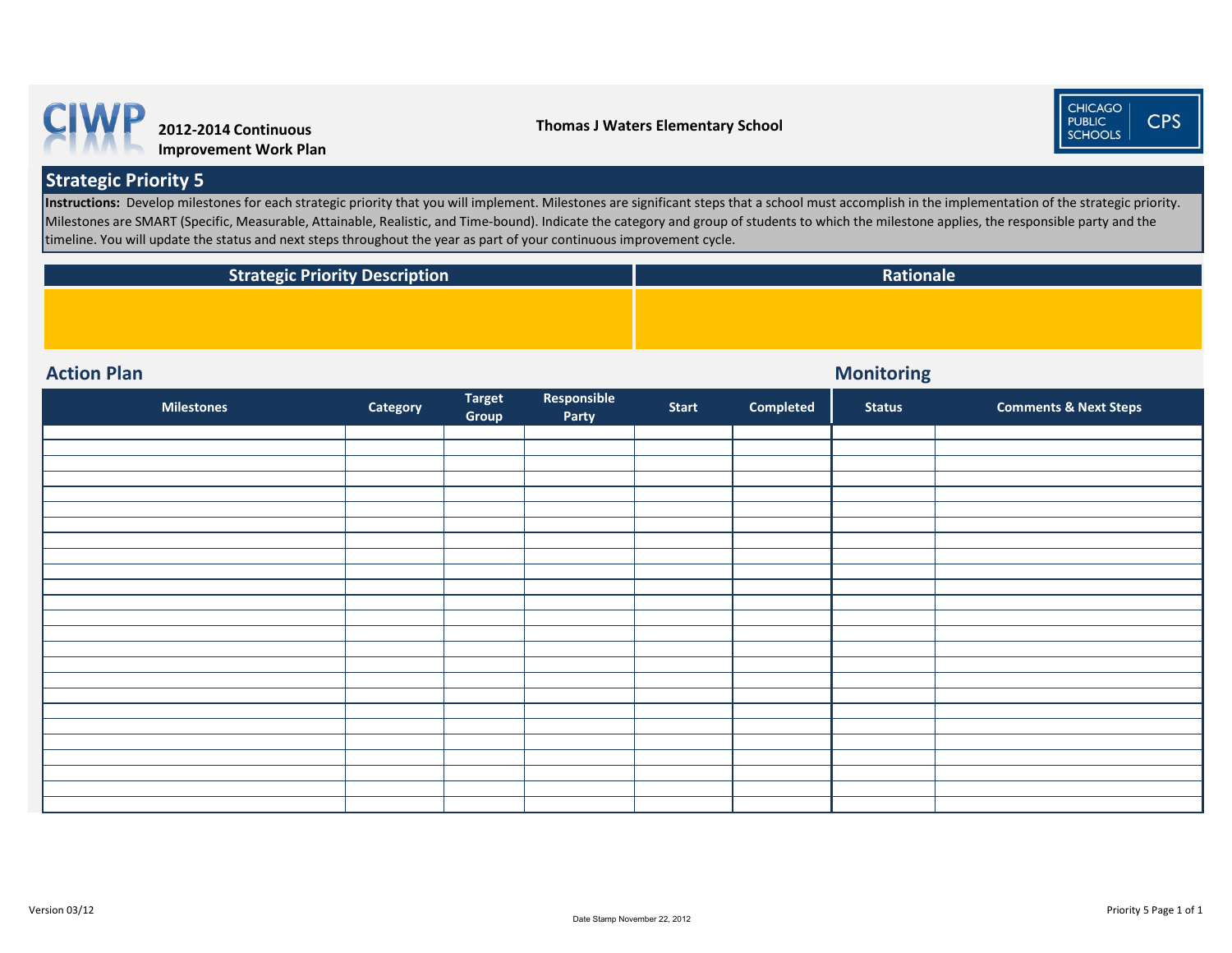# CIWP 2012-2014 Continuous Improvement Work Plan

**Thomas J Waters Elementary School**

## Strategic Priority 5

**Instructions:** Develop milestones for each strategic priority that you will implement. Milestones are significant steps that a school must accomplish in the implementation of the strategic priority. Milestones are SMART (Specific, Measurable, Attainable, Realistic, and Time-bound). Indicate the category and group of students to which the milestone applies, the responsible party and the timeline. You will update the status and next steps throughout the year as part of your continuous improvement cycle.

| Strategic Priority Description | Rationale |
|---|---|
| | |

### Action Plan

### Monitoring

| Milestones | Category | Target Group | Responsible Party | Start | Completed | Status | Comments & Next Steps |
|---|---|---|---|---|---|---|---|
| | | | | | | | |
| | | | | | | | |
| | | | | | | | |
| | | | | | | | |
| | | | | | | | |
| | | | | | | | |
| | | | | | | | |
| | | | | | | | |
| | | | | | | | |
| | | | | | | | |
| | | | | | | | |
| | | | | | | | |
| | | | | | | | |
| | | | | | | | |
| | | | | | | | |
| | | | | | | | |
| | | | | | | | |
| | | | | | | | |
| | | | | | | | |
| | | | | | | | |
| | | | | | | | |
| | | | | | | | |
| | | | | | | | |
| | | | | | | | |
| | | | | | | | |
| | | | | | | | |
| | | | | | | | |

Version 03/12

Date Stamp November 22, 2012